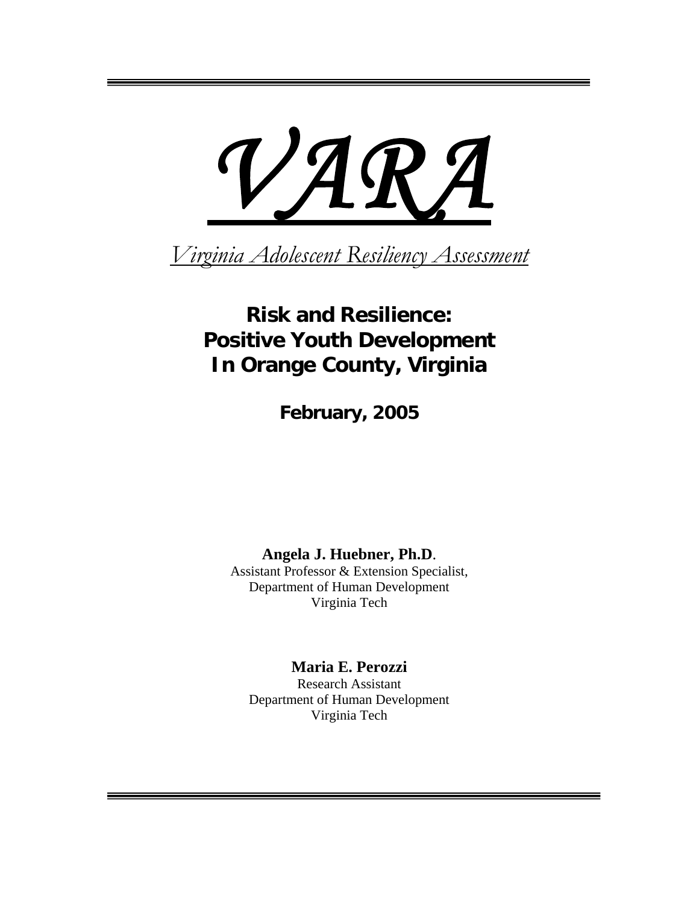# *VARA*

*Virginia Adolescent Resiliency Assessment*

## Risk and Resilience: Positive Youth Development In Orange County, Virginia

**February, 2005**

**Angela J. Huebner, Ph.D.**
Assistant Professor & Extension Specialist,
Department of Human Development
Virginia Tech

**Maria E. Perozzi**
Research Assistant
Department of Human Development
Virginia Tech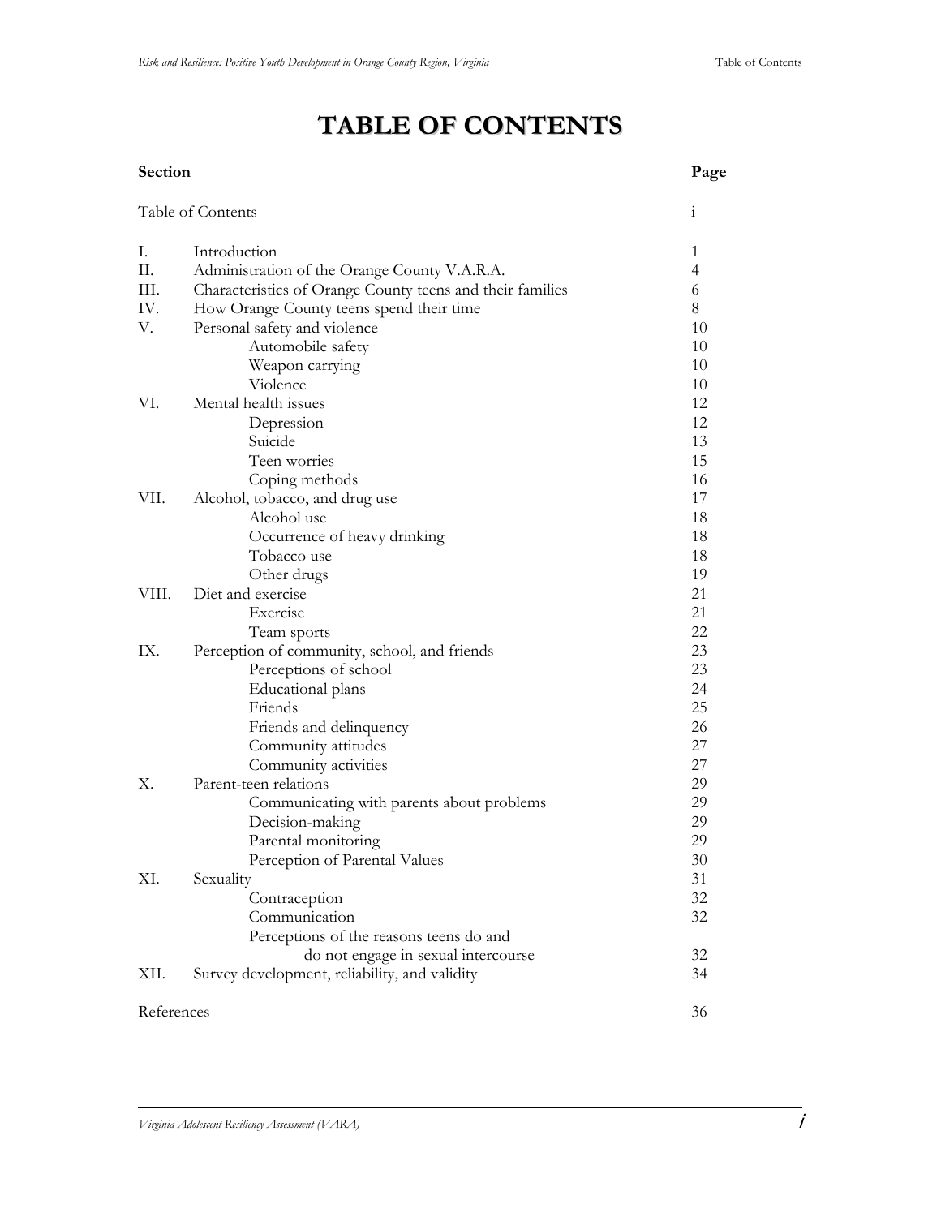# TABLE OF CONTENTS

| Section | | Page |
|---|---|---|
| Table of Contents | | i |
| I. | Introduction | 1 |
| II. | Administration of the Orange County V.A.R.A. | 4 |
| III. | Characteristics of Orange County teens and their families | 6 |
| IV. | How Orange County teens spend their time | 8 |
| V. | Personal safety and violence | 10 |
| | Automobile safety | 10 |
| | Weapon carrying | 10 |
| | Violence | 10 |
| VI. | Mental health issues | 12 |
| | Depression | 12 |
| | Suicide | 13 |
| | Teen worries | 15 |
| | Coping methods | 16 |
| VII. | Alcohol, tobacco, and drug use | 17 |
| | Alcohol use | 18 |
| | Occurrence of heavy drinking | 18 |
| | Tobacco use | 18 |
| | Other drugs | 19 |
| VIII. | Diet and exercise | 21 |
| | Exercise | 21 |
| | Team sports | 22 |
| IX. | Perception of community, school, and friends | 23 |
| | Perceptions of school | 23 |
| | Educational plans | 24 |
| | Friends | 25 |
| | Friends and delinquency | 26 |
| | Community attitudes | 27 |
| | Community activities | 27 |
| X. | Parent-teen relations | 29 |
| | Communicating with parents about problems | 29 |
| | Decision-making | 29 |
| | Parental monitoring | 29 |
| | Perception of Parental Values | 30 |
| XI. | Sexuality | 31 |
| | Contraception | 32 |
| | Communication | 32 |
| | Perceptions of the reasons teens do and do not engage in sexual intercourse | 32 |
| XII. | Survey development, reliability, and validity | 34 |
| References | | 36 |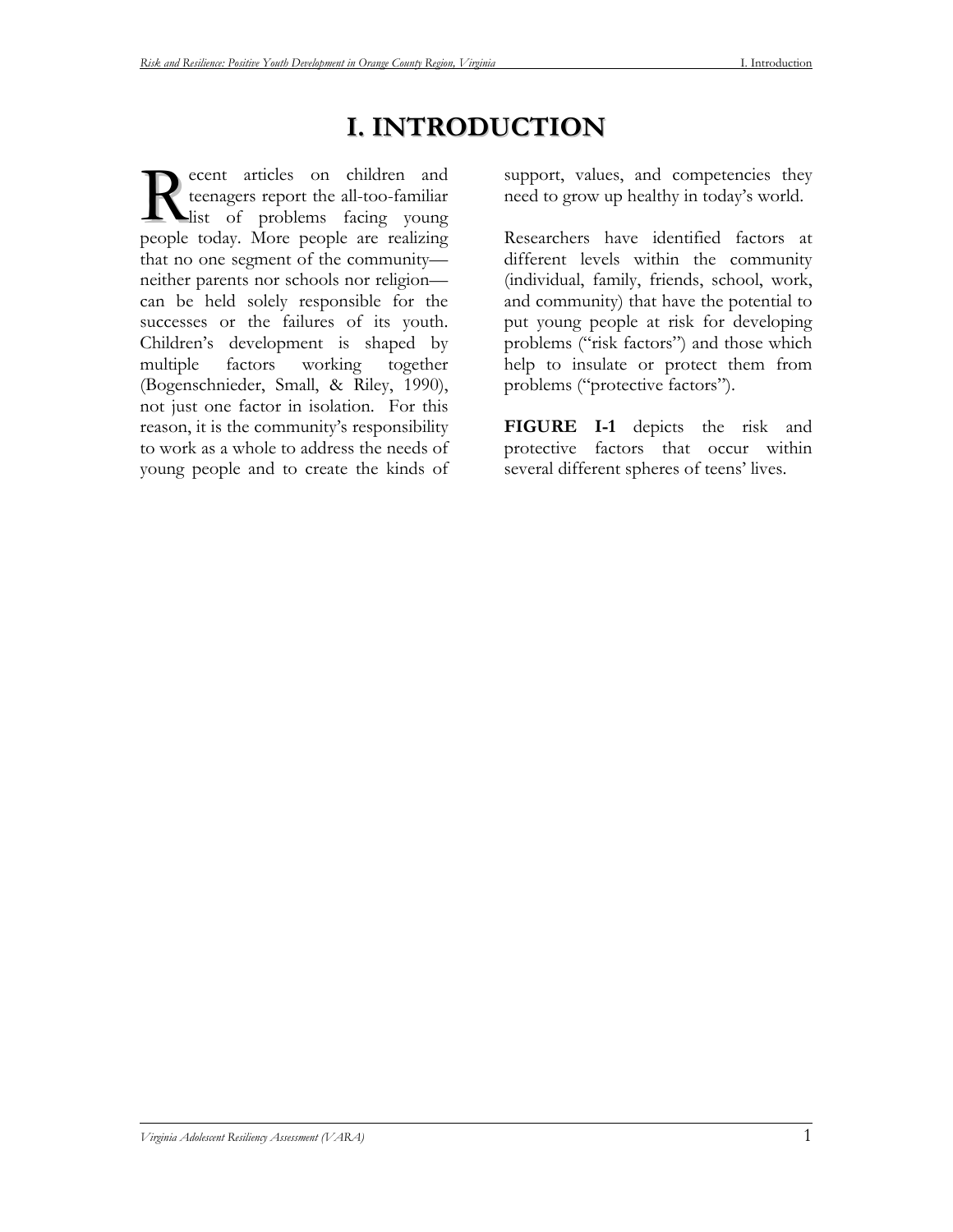# I. INTRODUCTION

Recent articles on children and teenagers report the all-too-familiar list of problems facing young people today. More people are realizing that no one segment of the community—neither parents nor schools nor religion—can be held solely responsible for the successes or the failures of its youth. Children's development is shaped by multiple factors working together (Bogenschnieder, Small, & Riley, 1990), not just one factor in isolation. For this reason, it is the community's responsibility to work as a whole to address the needs of young people and to create the kinds of support, values, and competencies they need to grow up healthy in today's world.

Researchers have identified factors at different levels within the community (individual, family, friends, school, work, and community) that have the potential to put young people at risk for developing problems ("risk factors") and those which help to insulate or protect them from problems ("protective factors").

**FIGURE I-1** depicts the risk and protective factors that occur within several different spheres of teens' lives.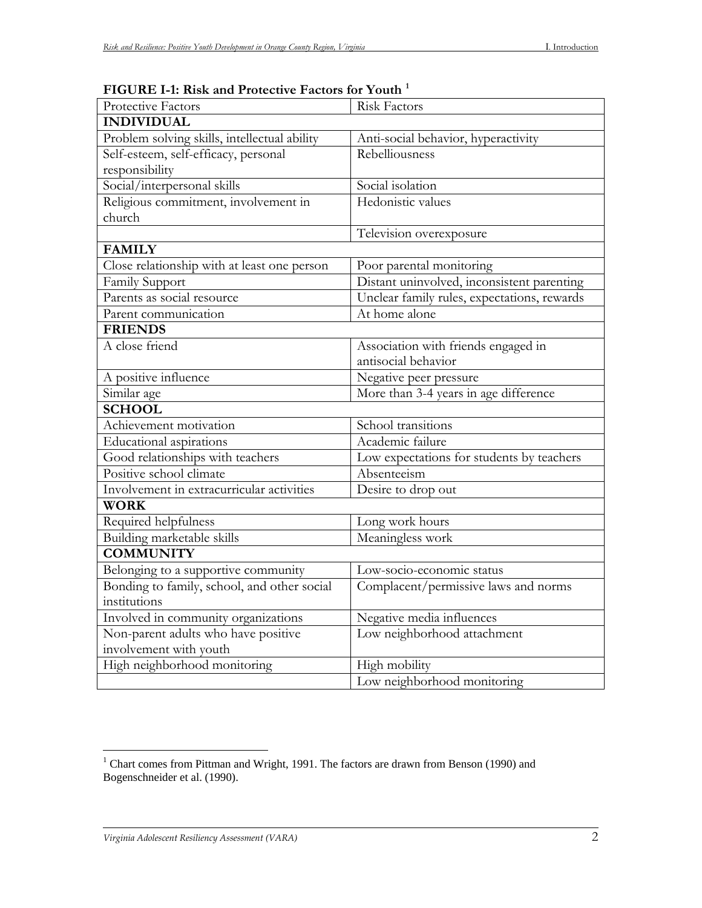**FIGURE I-1: Risk and Protective Factors for Youth** [1]

| Protective Factors | Risk Factors |
| --- | --- |
| **INDIVIDUAL** | |
| Problem solving skills, intellectual ability | Anti-social behavior, hyperactivity |
| Self-esteem, self-efficacy, personal responsibility | Rebelliousness |
| Social/interpersonal skills | Social isolation |
| Religious commitment, involvement in church | Hedonistic values |
| | Television overexposure |
| **FAMILY** | |
| Close relationship with at least one person | Poor parental monitoring |
| Family Support | Distant uninvolved, inconsistent parenting |
| Parents as social resource | Unclear family rules, expectations, rewards |
| Parent communication | At home alone |
| **FRIENDS** | |
| A close friend | Association with friends engaged in antisocial behavior |
| A positive influence | Negative peer pressure |
| Similar age | More than 3-4 years in age difference |
| **SCHOOL** | |
| Achievement motivation | School transitions |
| Educational aspirations | Academic failure |
| Good relationships with teachers | Low expectations for students by teachers |
| Positive school climate | Absenteeism |
| Involvement in extracurricular activities | Desire to drop out |
| **WORK** | |
| Required helpfulness | Long work hours |
| Building marketable skills | Meaningless work |
| **COMMUNITY** | |
| Belonging to a supportive community | Low-socio-economic status |
| Bonding to family, school, and other social institutions | Complacent/permissive laws and norms |
| Involved in community organizations | Negative media influences |
| Non-parent adults who have positive involvement with youth | Low neighborhood attachment |
| High neighborhood monitoring | High mobility |
| | Low neighborhood monitoring |

[1] Chart comes from Pittman and Wright, 1991. The factors are drawn from Benson (1990) and Bogenschneider et al. (1990).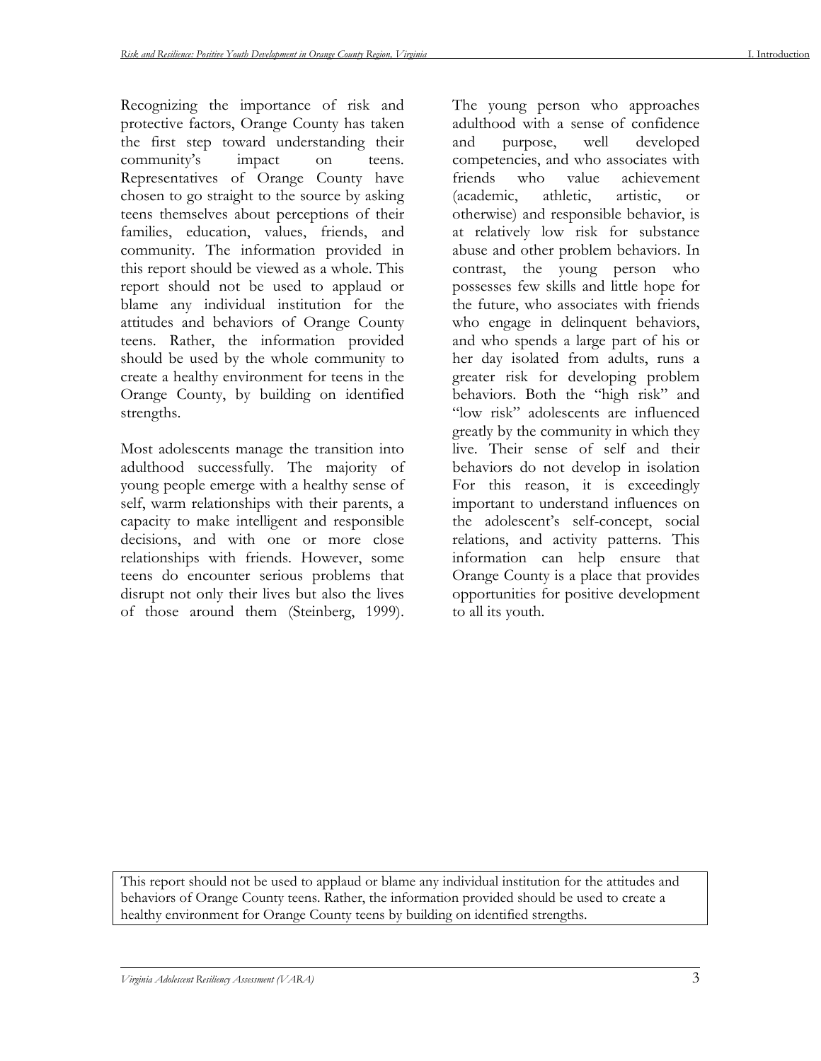Recognizing the importance of risk and protective factors, Orange County has taken the first step toward understanding their community's impact on teens. Representatives of Orange County have chosen to go straight to the source by asking teens themselves about perceptions of their families, education, values, friends, and community. The information provided in this report should be viewed as a whole. This report should not be used to applaud or blame any individual institution for the attitudes and behaviors of Orange County teens. Rather, the information provided should be used by the whole community to create a healthy environment for teens in the Orange County, by building on identified strengths.

Most adolescents manage the transition into adulthood successfully. The majority of young people emerge with a healthy sense of self, warm relationships with their parents, a capacity to make intelligent and responsible decisions, and with one or more close relationships with friends. However, some teens do encounter serious problems that disrupt not only their lives but also the lives of those around them (Steinberg, 1999). The young person who approaches adulthood with a sense of confidence and purpose, well developed competencies, and who associates with friends who value achievement (academic, athletic, artistic, or otherwise) and responsible behavior, is at relatively low risk for substance abuse and other problem behaviors. In contrast, the young person who possesses few skills and little hope for the future, who associates with friends who engage in delinquent behaviors, and who spends a large part of his or her day isolated from adults, runs a greater risk for developing problem behaviors. Both the "high risk" and "low risk" adolescents are influenced greatly by the community in which they live. Their sense of self and their behaviors do not develop in isolation For this reason, it is exceedingly important to understand influences on the adolescent's self-concept, social relations, and activity patterns. This information can help ensure that Orange County is a place that provides opportunities for positive development to all its youth.

This report should not be used to applaud or blame any individual institution for the attitudes and behaviors of Orange County teens. Rather, the information provided should be used to create a healthy environment for Orange County teens by building on identified strengths.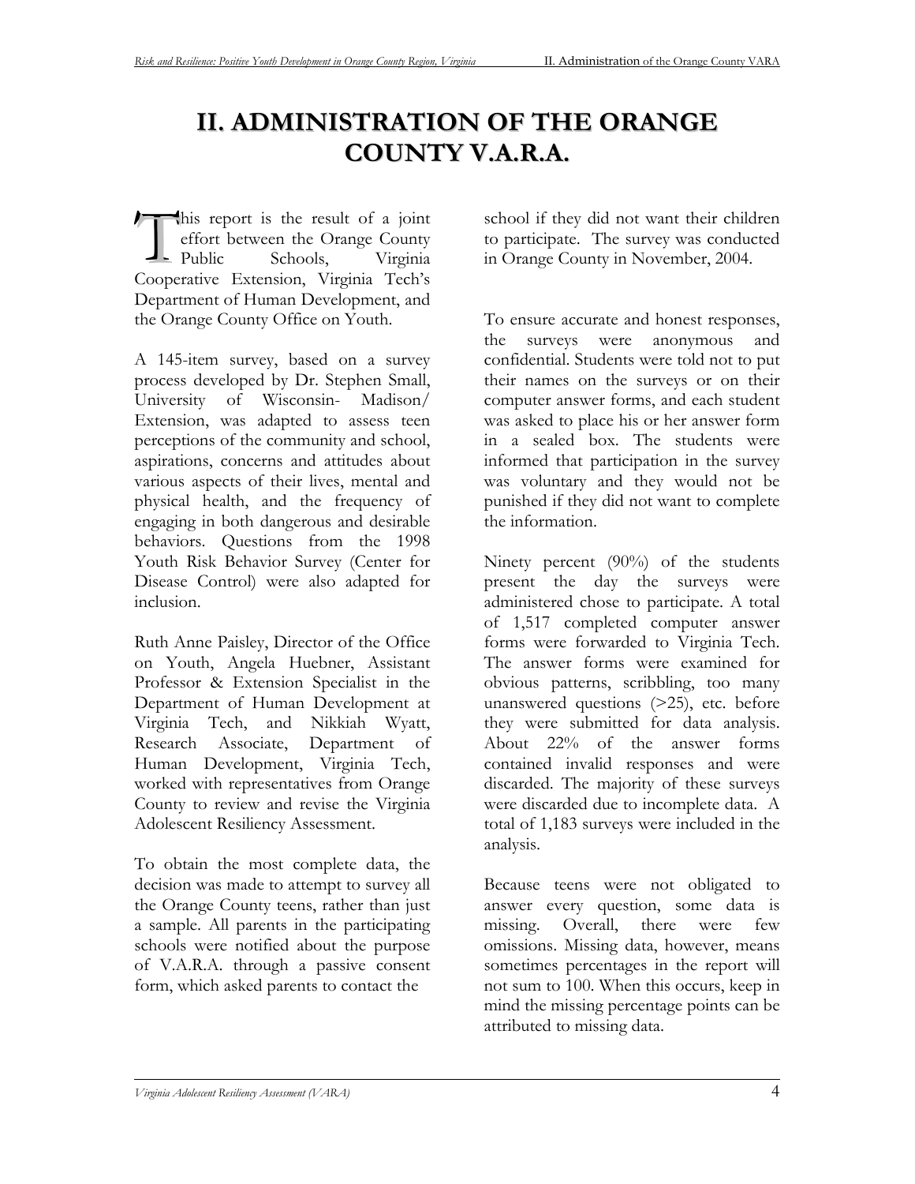# II. ADMINISTRATION OF THE ORANGE COUNTY V.A.R.A.

This report is the result of a joint effort between the Orange County Public Schools, Virginia Cooperative Extension, Virginia Tech's Department of Human Development, and the Orange County Office on Youth.

A 145-item survey, based on a survey process developed by Dr. Stephen Small, University of Wisconsin- Madison/ Extension, was adapted to assess teen perceptions of the community and school, aspirations, concerns and attitudes about various aspects of their lives, mental and physical health, and the frequency of engaging in both dangerous and desirable behaviors. Questions from the 1998 Youth Risk Behavior Survey (Center for Disease Control) were also adapted for inclusion.

Ruth Anne Paisley, Director of the Office on Youth, Angela Huebner, Assistant Professor & Extension Specialist in the Department of Human Development at Virginia Tech, and Nikkiah Wyatt, Research Associate, Department of Human Development, Virginia Tech, worked with representatives from Orange County to review and revise the Virginia Adolescent Resiliency Assessment.

To obtain the most complete data, the decision was made to attempt to survey all the Orange County teens, rather than just a sample. All parents in the participating schools were notified about the purpose of V.A.R.A. through a passive consent form, which asked parents to contact the school if they did not want their children to participate. The survey was conducted in Orange County in November, 2004.

To ensure accurate and honest responses, the surveys were anonymous and confidential. Students were told not to put their names on the surveys or on their computer answer forms, and each student was asked to place his or her answer form in a sealed box. The students were informed that participation in the survey was voluntary and they would not be punished if they did not want to complete the information.

Ninety percent (90%) of the students present the day the surveys were administered chose to participate. A total of 1,517 completed computer answer forms were forwarded to Virginia Tech. The answer forms were examined for obvious patterns, scribbling, too many unanswered questions (>25), etc. before they were submitted for data analysis. About 22% of the answer forms contained invalid responses and were discarded. The majority of these surveys were discarded due to incomplete data. A total of 1,183 surveys were included in the analysis.

Because teens were not obligated to answer every question, some data is missing. Overall, there were few omissions. Missing data, however, means sometimes percentages in the report will not sum to 100. When this occurs, keep in mind the missing percentage points can be attributed to missing data.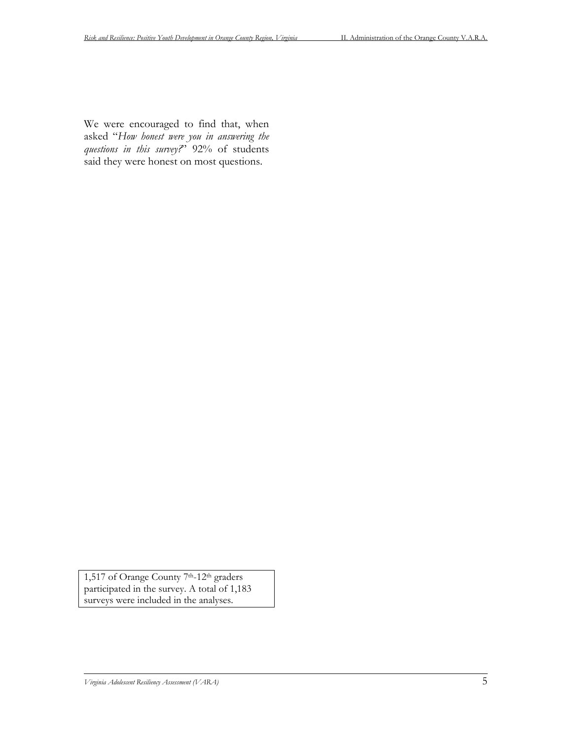We were encouraged to find that, when asked "*How honest were you in answering the questions in this survey?*" 92% of students said they were honest on most questions.

1,517 of Orange County 7th-12th graders participated in the survey. A total of 1,183 surveys were included in the analyses.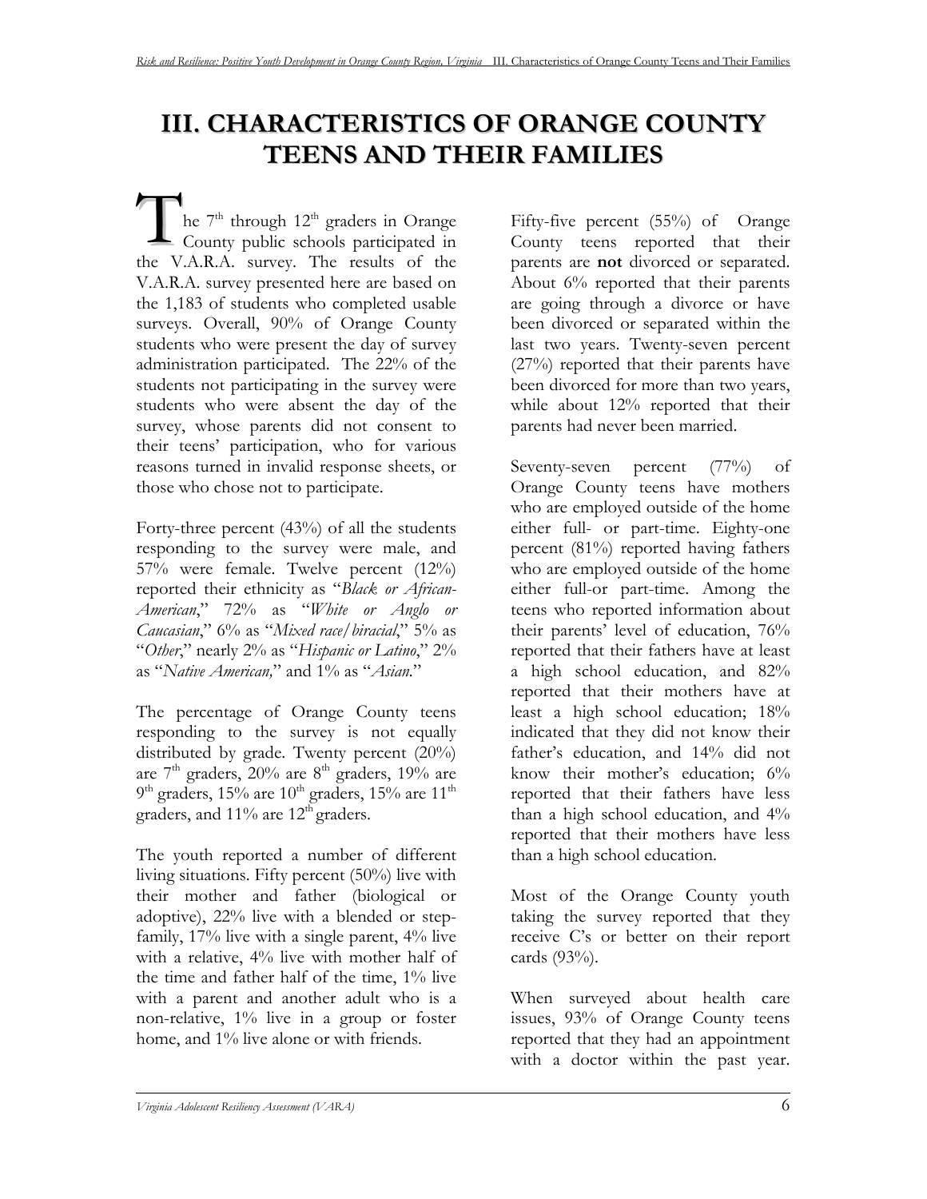# III. CHARACTERISTICS OF ORANGE COUNTY TEENS AND THEIR FAMILIES

The 7th through 12th graders in Orange County public schools participated in the V.A.R.A. survey. The results of the V.A.R.A. survey presented here are based on the 1,183 of students who completed usable surveys. Overall, 90% of Orange County students who were present the day of survey administration participated. The 22% of the students not participating in the survey were students who were absent the day of the survey, whose parents did not consent to their teens' participation, who for various reasons turned in invalid response sheets, or those who chose not to participate.

Forty-three percent (43%) of all the students responding to the survey were male, and 57% were female. Twelve percent (12%) reported their ethnicity as "*Black or African-American*," 72% as "*White or Anglo or Caucasian*," 6% as "*Mixed race/biracial*," 5% as "*Other*," nearly 2% as "*Hispanic or Latino*," 2% as "*Native American,*" and 1% as "*Asian*."

The percentage of Orange County teens responding to the survey is not equally distributed by grade. Twenty percent (20%) are 7th graders, 20% are 8th graders, 19% are 9th graders, 15% are 10th graders, 15% are 11th graders, and 11% are 12th graders.

The youth reported a number of different living situations. Fifty percent (50%) live with their mother and father (biological or adoptive), 22% live with a blended or step-family, 17% live with a single parent, 4% live with a relative, 4% live with mother half of the time and father half of the time, 1% live with a parent and another adult who is a non-relative, 1% live in a group or foster home, and 1% live alone or with friends.

Fifty-five percent (55%) of Orange County teens reported that their parents are **not** divorced or separated. About 6% reported that their parents are going through a divorce or have been divorced or separated within the last two years. Twenty-seven percent (27%) reported that their parents have been divorced for more than two years, while about 12% reported that their parents had never been married.

Seventy-seven percent (77%) of Orange County teens have mothers who are employed outside of the home either full- or part-time. Eighty-one percent (81%) reported having fathers who are employed outside of the home either full-or part-time. Among the teens who reported information about their parents' level of education, 76% reported that their fathers have at least a high school education, and 82% reported that their mothers have at least a high school education; 18% indicated that they did not know their father's education, and 14% did not know their mother's education; 6% reported that their fathers have less than a high school education, and 4% reported that their mothers have less than a high school education.

Most of the Orange County youth taking the survey reported that they receive C's or better on their report cards (93%).

When surveyed about health care issues, 93% of Orange County teens reported that they had an appointment with a doctor within the past year.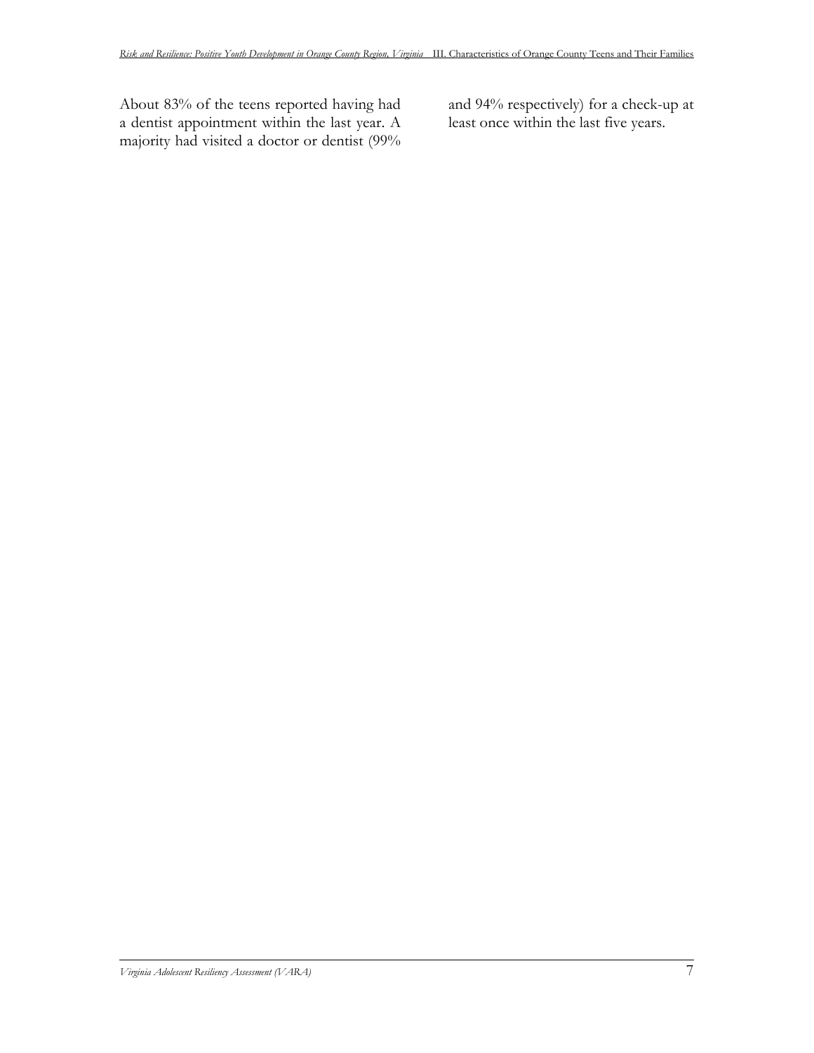About 83% of the teens reported having had a dentist appointment within the last year. A majority had visited a doctor or dentist (99% and 94% respectively) for a check-up at least once within the last five years.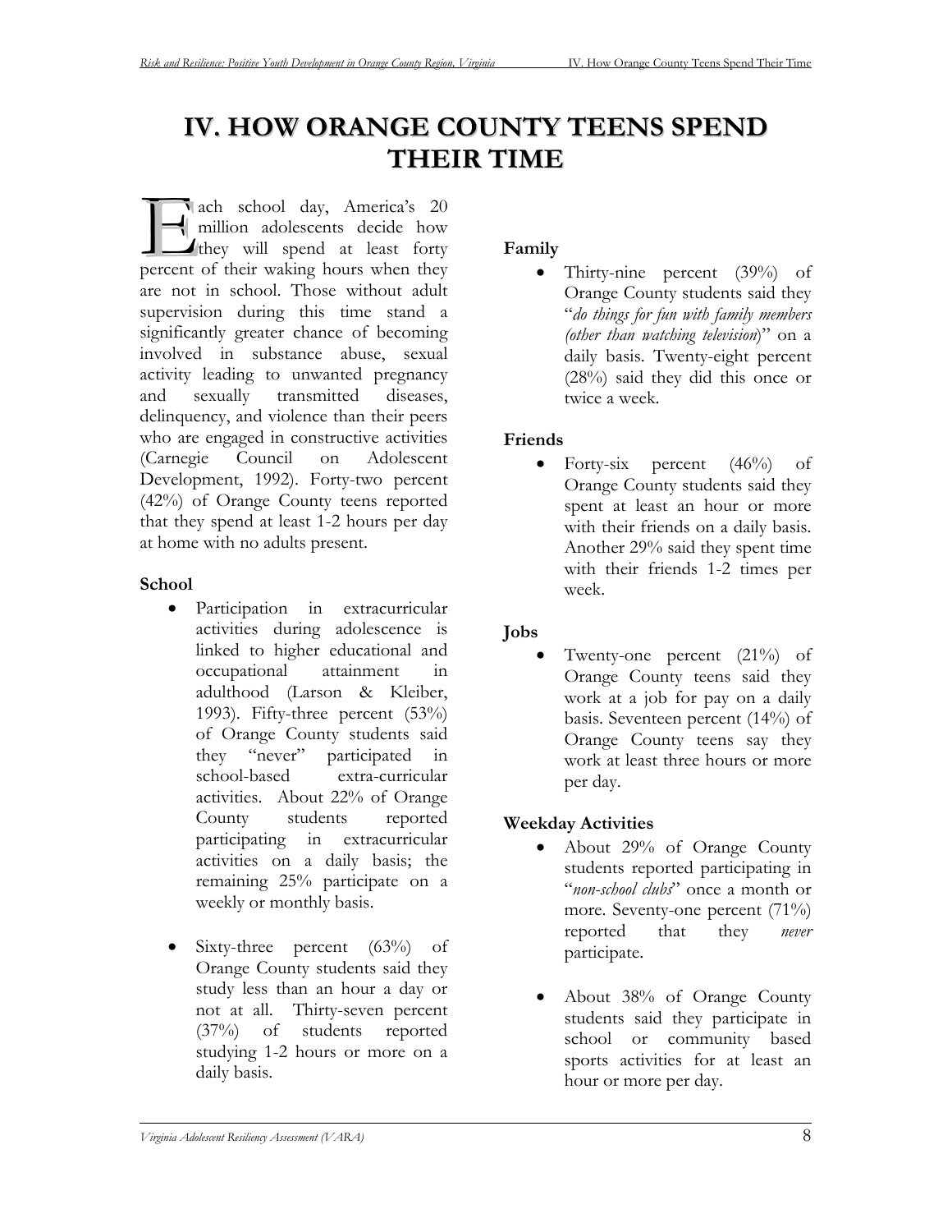# IV. HOW ORANGE COUNTY TEENS SPEND THEIR TIME

Each school day, America's 20 million adolescents decide how they will spend at least forty percent of their waking hours when they are not in school. Those without adult supervision during this time stand a significantly greater chance of becoming involved in substance abuse, sexual activity leading to unwanted pregnancy and sexually transmitted diseases, delinquency, and violence than their peers who are engaged in constructive activities (Carnegie Council on Adolescent Development, 1992). Forty-two percent (42%) of Orange County teens reported that they spend at least 1-2 hours per day at home with no adults present.

### School

- Participation in extracurricular activities during adolescence is linked to higher educational and occupational attainment in adulthood (Larson & Kleiber, 1993). Fifty-three percent (53%) of Orange County students said they "never" participated in school-based extra-curricular activities. About 22% of Orange County students reported participating in extracurricular activities on a daily basis; the remaining 25% participate on a weekly or monthly basis.

- Sixty-three percent (63%) of Orange County students said they study less than an hour a day or not at all. Thirty-seven percent (37%) of students reported studying 1-2 hours or more on a daily basis.

### Family

- Thirty-nine percent (39%) of Orange County students said they "*do things for fun with family members (other than watching television*)" on a daily basis. Twenty-eight percent (28%) said they did this once or twice a week.

### Friends

- Forty-six percent (46%) of Orange County students said they spent at least an hour or more with their friends on a daily basis. Another 29% said they spent time with their friends 1-2 times per week.

### Jobs

- Twenty-one percent (21%) of Orange County teens said they work at a job for pay on a daily basis. Seventeen percent (14%) of Orange County teens say they work at least three hours or more per day.

### Weekday Activities

- About 29% of Orange County students reported participating in "*non-school clubs*" once a month or more. Seventy-one percent (71%) reported that they *never* participate.

- About 38% of Orange County students said they participate in school or community based sports activities for at least an hour or more per day.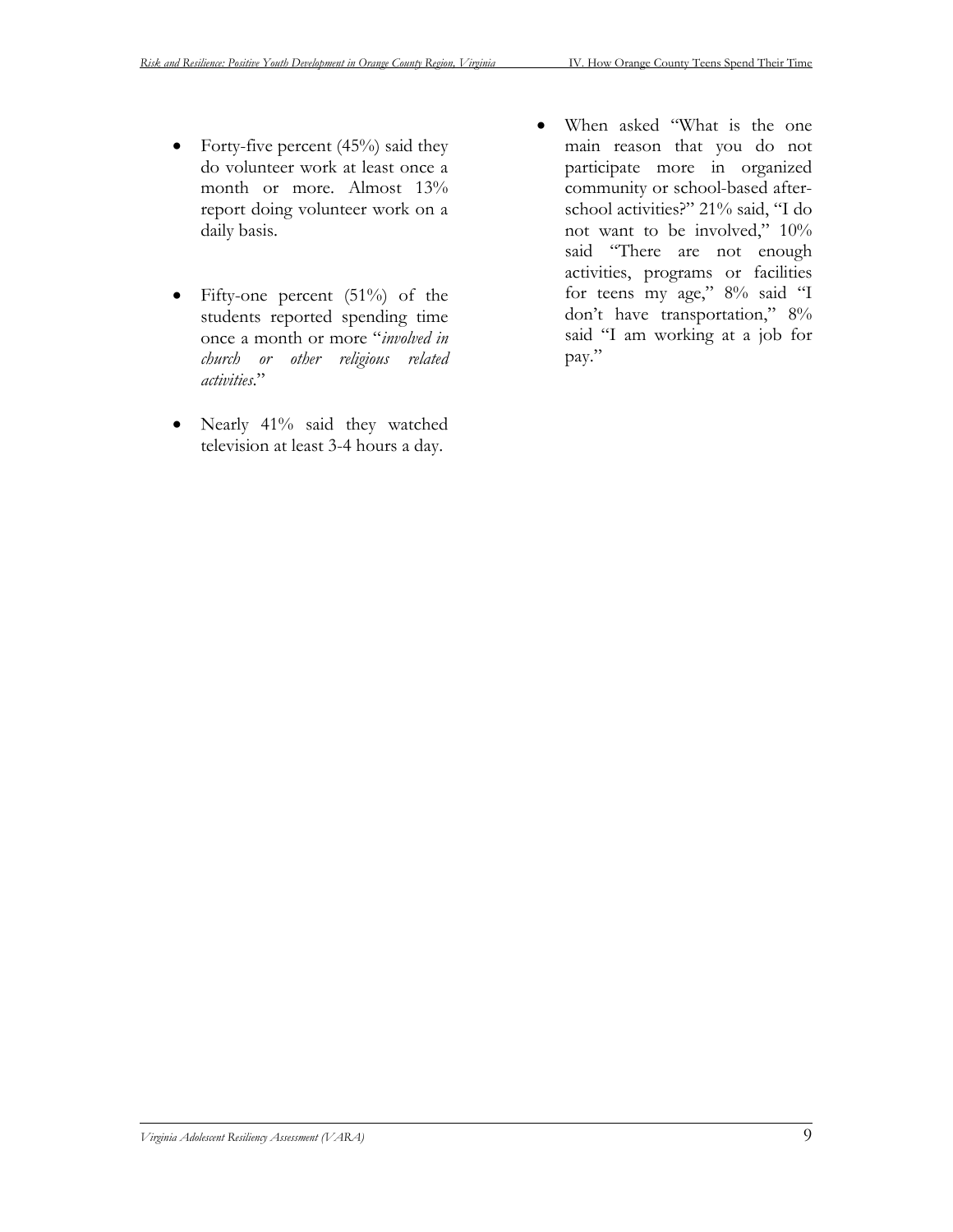- Forty-five percent (45%) said they do volunteer work at least once a month or more. Almost 13% report doing volunteer work on a daily basis.

- Fifty-one percent (51%) of the students reported spending time once a month or more "*involved in church or other religious related activities*."

- Nearly 41% said they watched television at least 3-4 hours a day.

- When asked "What is the one main reason that you do not participate more in organized community or school-based after-school activities?" 21% said, "I do not want to be involved," 10% said "There are not enough activities, programs or facilities for teens my age," 8% said "I don't have transportation," 8% said "I am working at a job for pay."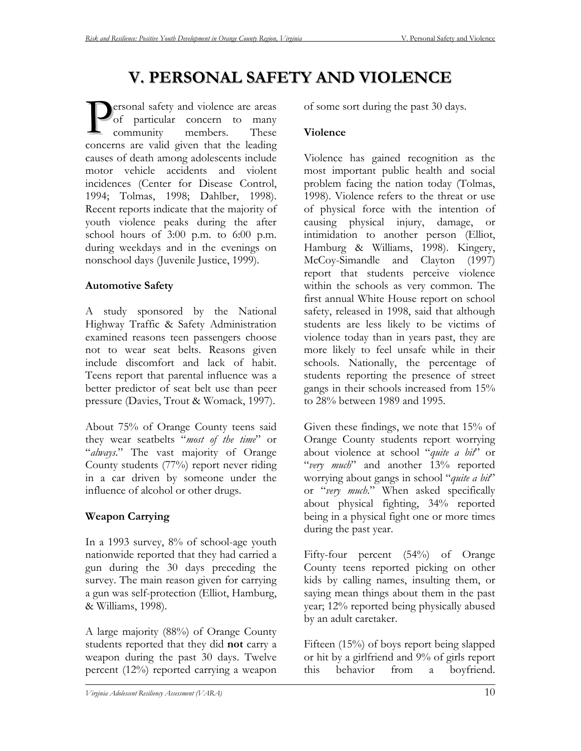# V. PERSONAL SAFETY AND VIOLENCE

Personal safety and violence are areas of particular concern to many community members. These concerns are valid given that the leading causes of death among adolescents include motor vehicle accidents and violent incidences (Center for Disease Control, 1994; Tolmas, 1998; Dahlber, 1998). Recent reports indicate that the majority of youth violence peaks during the after school hours of 3:00 p.m. to 6:00 p.m. during weekdays and in the evenings on nonschool days (Juvenile Justice, 1999).

### Automotive Safety

A study sponsored by the National Highway Traffic & Safety Administration examined reasons teen passengers choose not to wear seat belts. Reasons given include discomfort and lack of habit. Teens report that parental influence was a better predictor of seat belt use than peer pressure (Davies, Trout & Womack, 1997).

About 75% of Orange County teens said they wear seatbelts "*most of the time*" or "*always*." The vast majority of Orange County students (77%) report never riding in a car driven by someone under the influence of alcohol or other drugs.

### Weapon Carrying

In a 1993 survey, 8% of school-age youth nationwide reported that they had carried a gun during the 30 days preceding the survey. The main reason given for carrying a gun was self-protection (Elliot, Hamburg, & Williams, 1998).

A large majority (88%) of Orange County students reported that they did **not** carry a weapon during the past 30 days. Twelve percent (12%) reported carrying a weapon of some sort during the past 30 days.

### Violence

Violence has gained recognition as the most important public health and social problem facing the nation today (Tolmas, 1998). Violence refers to the threat or use of physical force with the intention of causing physical injury, damage, or intimidation to another person (Elliot, Hamburg & Williams, 1998). Kingery, McCoy-Simandle and Clayton (1997) report that students perceive violence within the schools as very common. The first annual White House report on school safety, released in 1998, said that although students are less likely to be victims of violence today than in years past, they are more likely to feel unsafe while in their schools. Nationally, the percentage of students reporting the presence of street gangs in their schools increased from 15% to 28% between 1989 and 1995.

Given these findings, we note that 15% of Orange County students report worrying about violence at school "*quite a bit*" or "*very much*" and another 13% reported worrying about gangs in school "*quite a bit*" or "*very much*." When asked specifically about physical fighting, 34% reported being in a physical fight one or more times during the past year.

Fifty-four percent (54%) of Orange County teens reported picking on other kids by calling names, insulting them, or saying mean things about them in the past year; 12% reported being physically abused by an adult caretaker.

Fifteen (15%) of boys report being slapped or hit by a girlfriend and 9% of girls report this behavior from a boyfriend.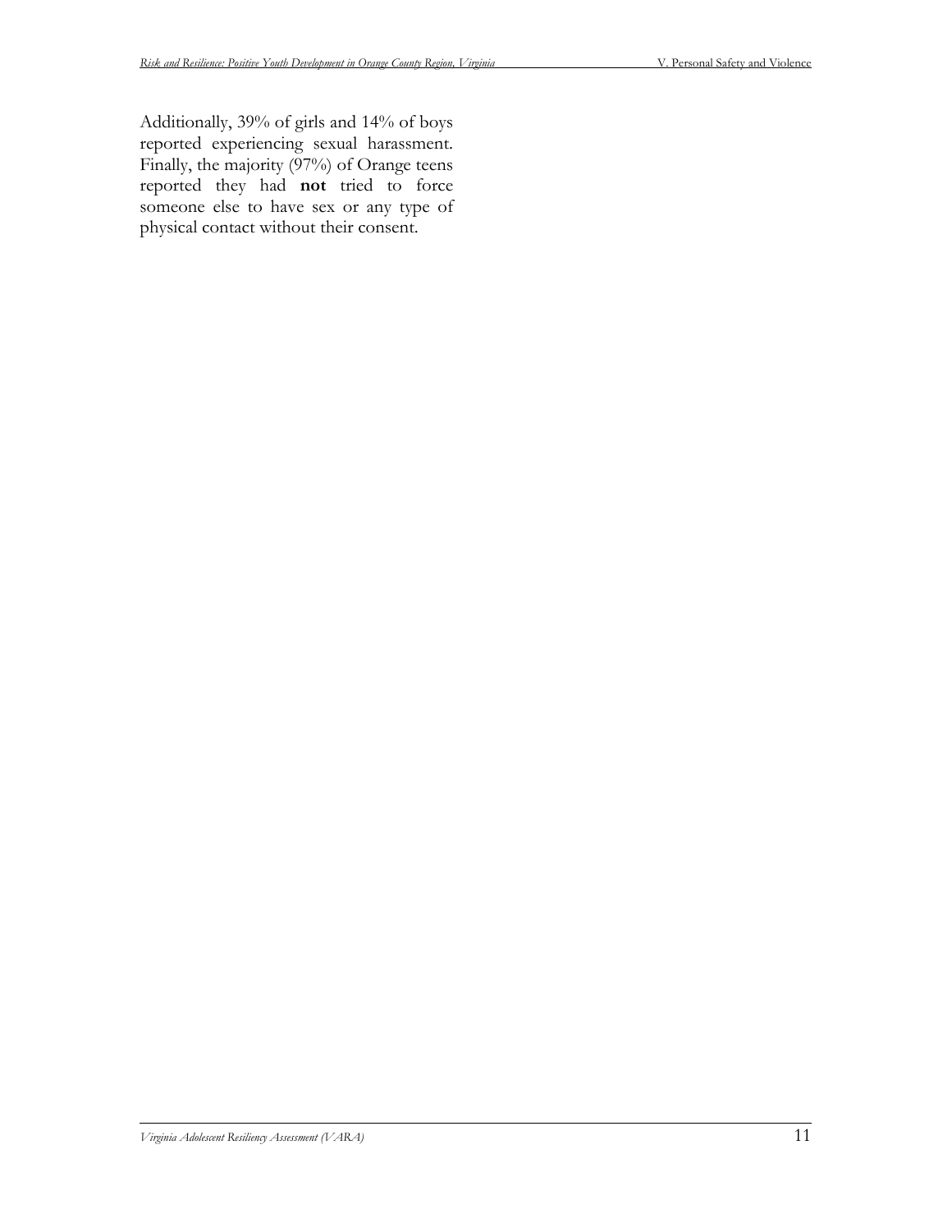Additionally, 39% of girls and 14% of boys reported experiencing sexual harassment. Finally, the majority (97%) of Orange teens reported they had **not** tried to force someone else to have sex or any type of physical contact without their consent.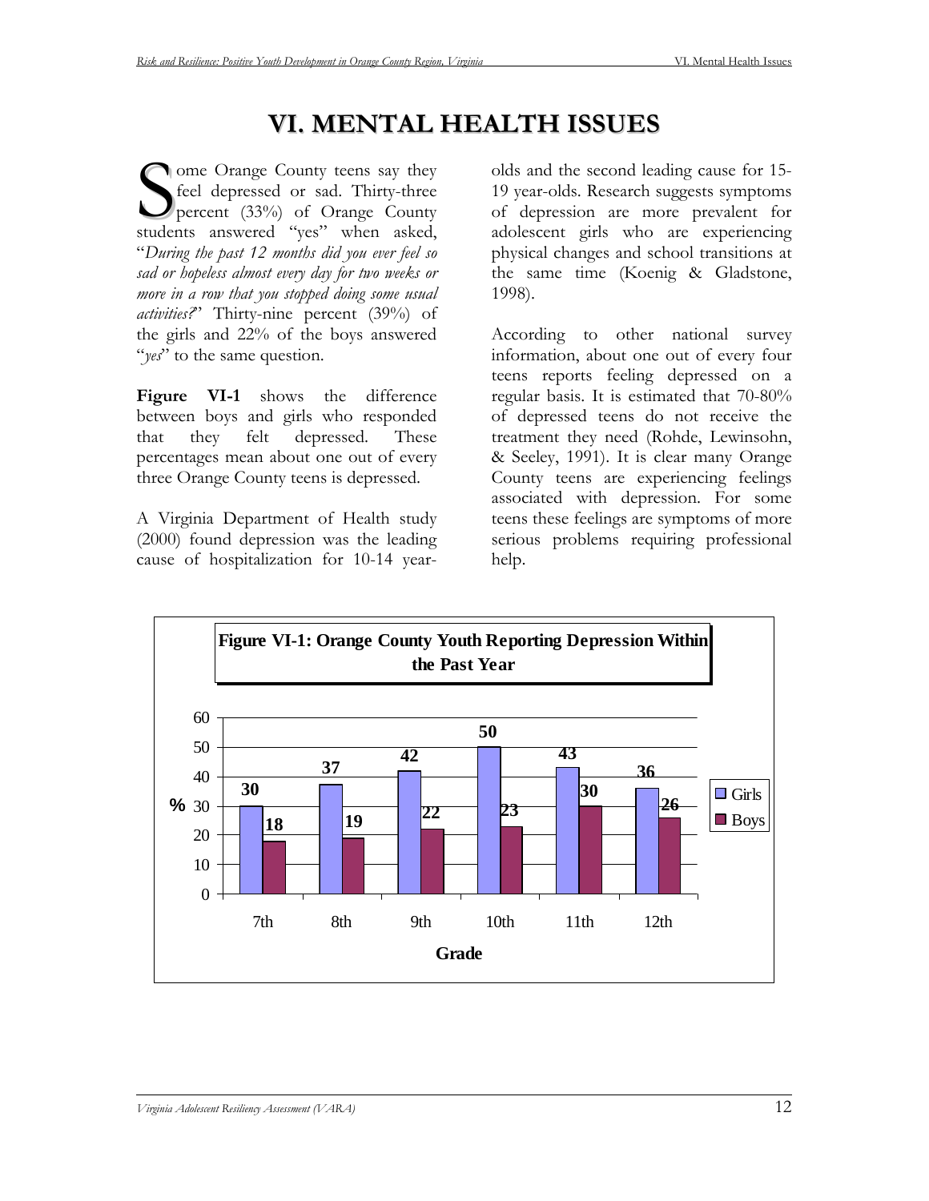# VI. MENTAL HEALTH ISSUES

Some Orange County teens say they feel depressed or sad. Thirty-three percent (33%) of Orange County students answered "yes" when asked, "*During the past 12 months did you ever feel so sad or hopeless almost every day for two weeks or more in a row that you stopped doing some usual activities?*" Thirty-nine percent (39%) of the girls and 22% of the boys answered "*yes*" to the same question.

**Figure VI-1** shows the difference between boys and girls who responded that they felt depressed. These percentages mean about one out of every three Orange County teens is depressed.

A Virginia Department of Health study (2000) found depression was the leading cause of hospitalization for 10-14 year-olds and the second leading cause for 15-19 year-olds. Research suggests symptoms of depression are more prevalent for adolescent girls who are experiencing physical changes and school transitions at the same time (Koenig & Gladstone, 1998).

According to other national survey information, about one out of every four teens reports feeling depressed on a regular basis. It is estimated that 70-80% of depressed teens do not receive the treatment they need (Rohde, Lewinsohn, & Seeley, 1991). It is clear many Orange County teens are experiencing feelings associated with depression. For some teens these feelings are symptoms of more serious problems requiring professional help.

**Figure VI-1: Orange County Youth Reporting Depression Within the Past Year**

| Grade | Girls (%) | Boys (%) |
|---|---|---|
| 7th | 30 | 18 |
| 8th | 37 | 19 |
| 9th | 42 | 22 |
| 10th | 50 | 23 |
| 11th | 43 | 30 |
| 12th | 36 | 26 |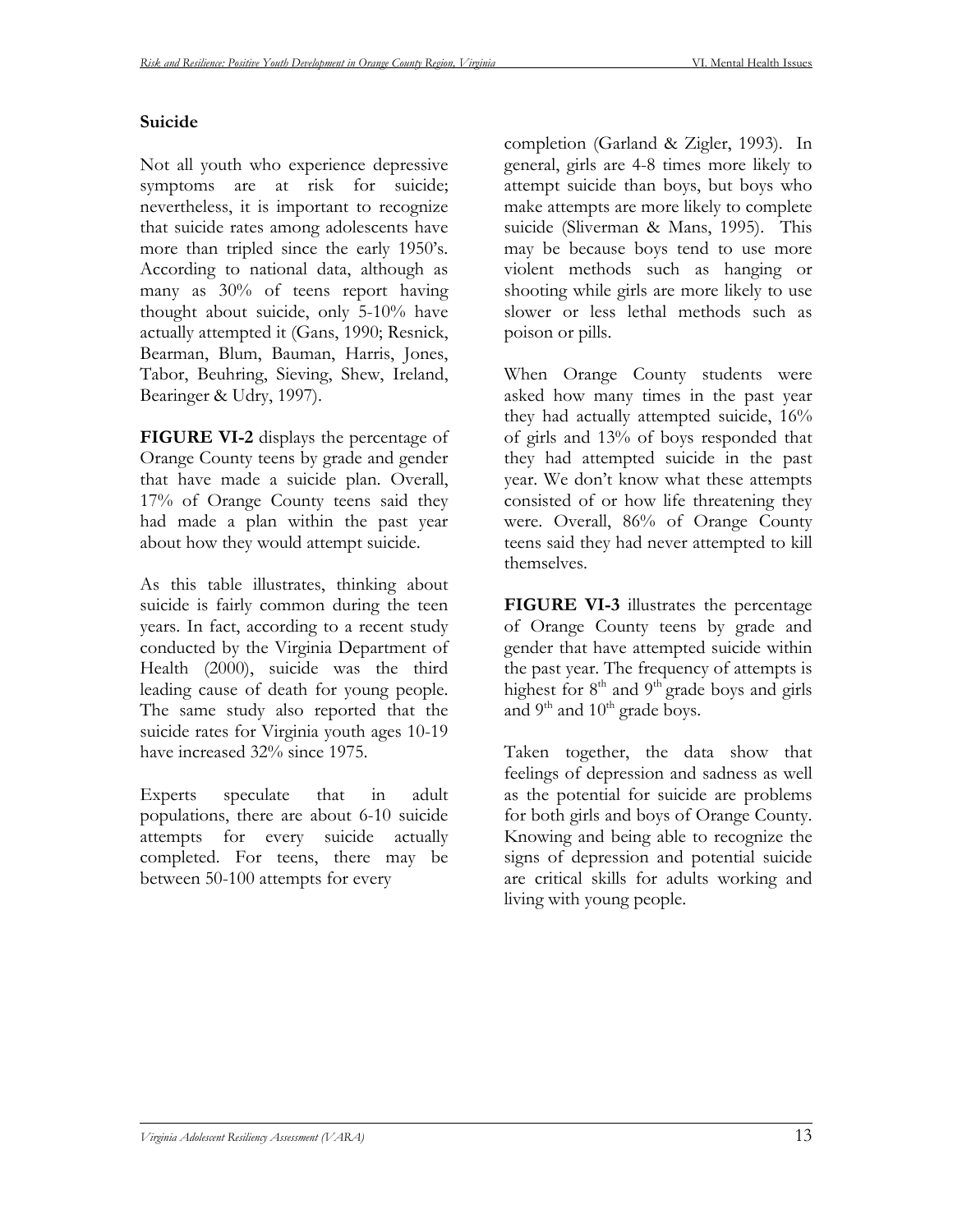## Suicide

Not all youth who experience depressive symptoms are at risk for suicide; nevertheless, it is important to recognize that suicide rates among adolescents have more than tripled since the early 1950's. According to national data, although as many as 30% of teens report having thought about suicide, only 5-10% have actually attempted it (Gans, 1990; Resnick, Bearman, Blum, Bauman, Harris, Jones, Tabor, Beuhring, Sieving, Shew, Ireland, Bearinger & Udry, 1997).

**FIGURE VI-2** displays the percentage of Orange County teens by grade and gender that have made a suicide plan. Overall, 17% of Orange County teens said they had made a plan within the past year about how they would attempt suicide.

As this table illustrates, thinking about suicide is fairly common during the teen years. In fact, according to a recent study conducted by the Virginia Department of Health (2000), suicide was the third leading cause of death for young people. The same study also reported that the suicide rates for Virginia youth ages 10-19 have increased 32% since 1975.

Experts speculate that in adult populations, there are about 6-10 suicide attempts for every suicide actually completed. For teens, there may be between 50-100 attempts for every completion (Garland & Zigler, 1993). In general, girls are 4-8 times more likely to attempt suicide than boys, but boys who make attempts are more likely to complete suicide (Sliverman & Mans, 1995). This may be because boys tend to use more violent methods such as hanging or shooting while girls are more likely to use slower or less lethal methods such as poison or pills.

When Orange County students were asked how many times in the past year they had actually attempted suicide, 16% of girls and 13% of boys responded that they had attempted suicide in the past year. We don't know what these attempts consisted of or how life threatening they were. Overall, 86% of Orange County teens said they had never attempted to kill themselves.

**FIGURE VI-3** illustrates the percentage of Orange County teens by grade and gender that have attempted suicide within the past year. The frequency of attempts is highest for 8th and 9th grade boys and girls and 9th and 10th grade boys.

Taken together, the data show that feelings of depression and sadness as well as the potential for suicide are problems for both girls and boys of Orange County. Knowing and being able to recognize the signs of depression and potential suicide are critical skills for adults working and living with young people.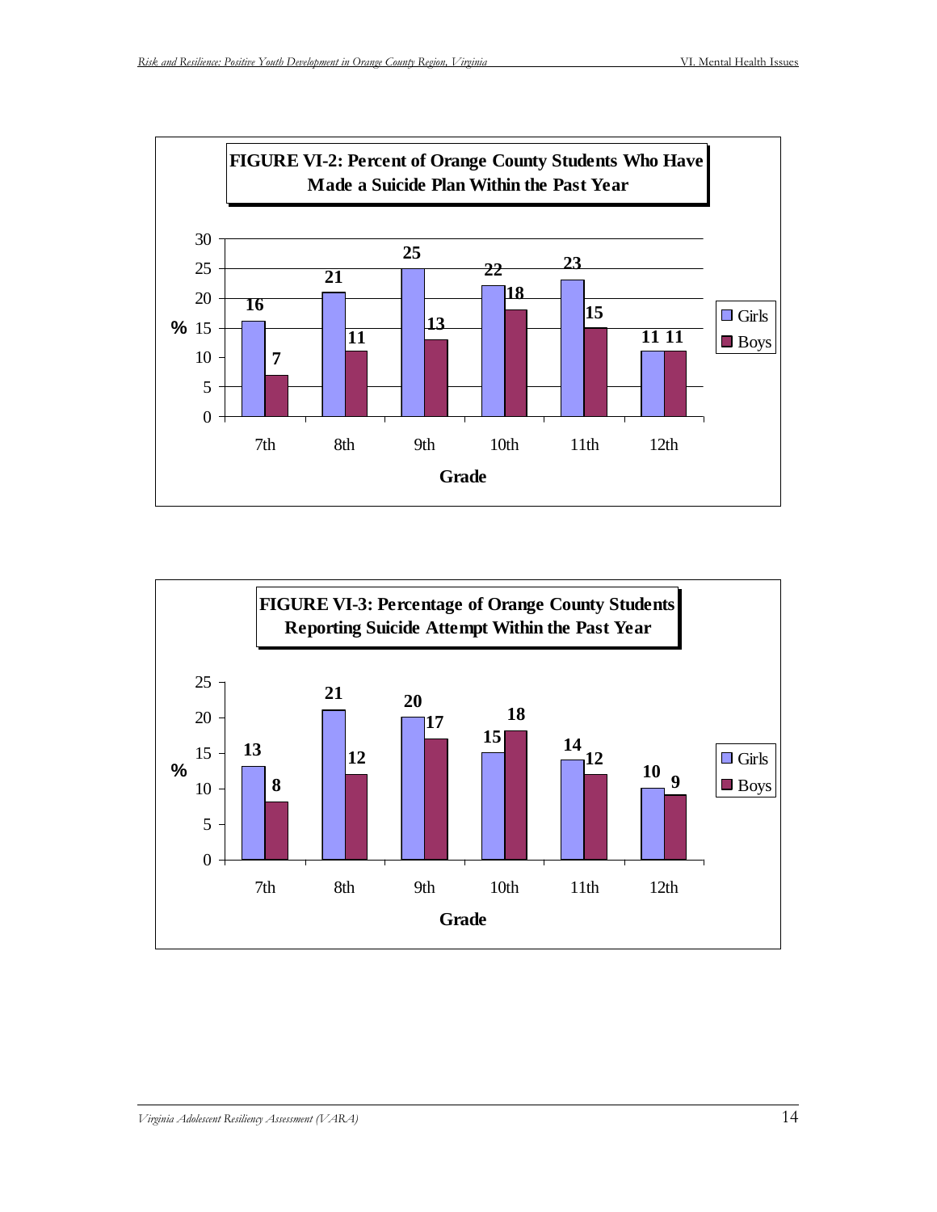**FIGURE VI-2: Percent of Orange County Students Who Have Made a Suicide Plan Within the Past Year**

| Grade | Girls (%) | Boys (%) |
|---|---|---|
| 7th | 16 | 7 |
| 8th | 21 | 11 |
| 9th | 25 | 13 |
| 10th | 22 | 18 |
| 11th | 23 | 15 |
| 12th | 11 | 11 |

**FIGURE VI-3: Percentage of Orange County Students Reporting Suicide Attempt Within the Past Year**

| Grade | Girls (%) | Boys (%) |
|---|---|---|
| 7th | 13 | 8 |
| 8th | 21 | 12 |
| 9th | 20 | 17 |
| 10th | 15 | 18 |
| 11th | 14 | 12 |
| 12th | 10 | 9 |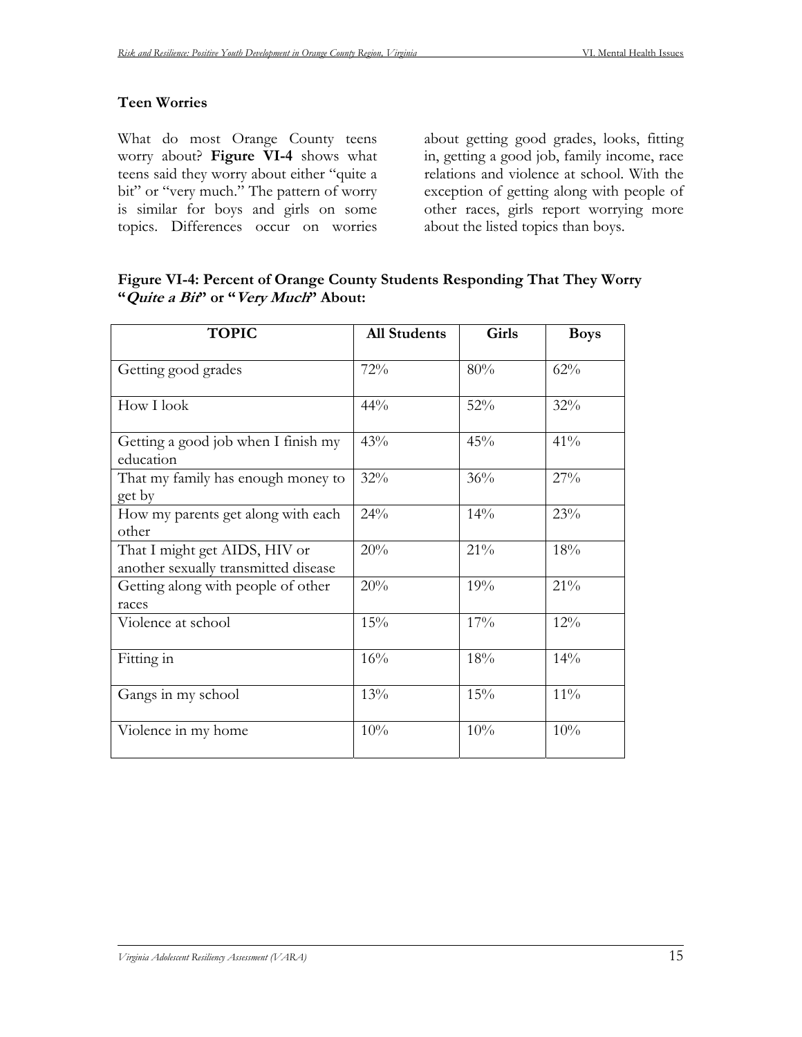### Teen Worries

What do most Orange County teens worry about? **Figure VI-4** shows what teens said they worry about either "quite a bit" or "very much." The pattern of worry is similar for boys and girls on some topics. Differences occur on worries about getting good grades, looks, fitting in, getting a good job, family income, race relations and violence at school. With the exception of getting along with people of other races, girls report worrying more about the listed topics than boys.

**Figure VI-4: Percent of Orange County Students Responding That They Worry "*Quite a Bit*" or "*Very Much*" About:**

| TOPIC | All Students | Girls | Boys |
|---|---|---|---|
| Getting good grades | 72% | 80% | 62% |
| How I look | 44% | 52% | 32% |
| Getting a good job when I finish my education | 43% | 45% | 41% |
| That my family has enough money to get by | 32% | 36% | 27% |
| How my parents get along with each other | 24% | 14% | 23% |
| That I might get AIDS, HIV or another sexually transmitted disease | 20% | 21% | 18% |
| Getting along with people of other races | 20% | 19% | 21% |
| Violence at school | 15% | 17% | 12% |
| Fitting in | 16% | 18% | 14% |
| Gangs in my school | 13% | 15% | 11% |
| Violence in my home | 10% | 10% | 10% |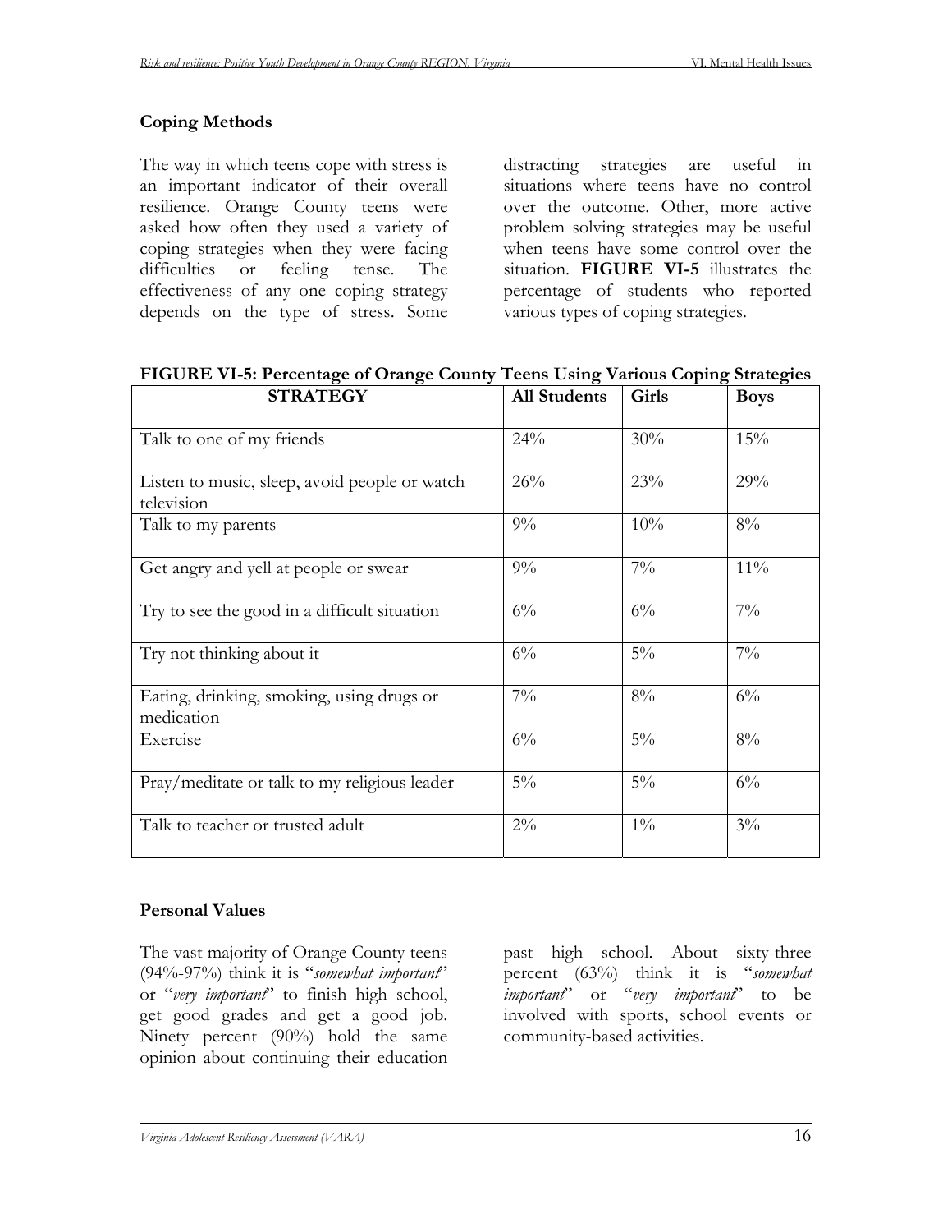## Coping Methods

The way in which teens cope with stress is an important indicator of their overall resilience. Orange County teens were asked how often they used a variety of coping strategies when they were facing difficulties or feeling tense. The effectiveness of any one coping strategy depends on the type of stress. Some distracting strategies are useful in situations where teens have no control over the outcome. Other, more active problem solving strategies may be useful when teens have some control over the situation. **FIGURE VI-5** illustrates the percentage of students who reported various types of coping strategies.

**FIGURE VI-5: Percentage of Orange County Teens Using Various Coping Strategies**

| STRATEGY | All Students | Girls | Boys |
|---|---|---|---|
| Talk to one of my friends | 24% | 30% | 15% |
| Listen to music, sleep, avoid people or watch television | 26% | 23% | 29% |
| Talk to my parents | 9% | 10% | 8% |
| Get angry and yell at people or swear | 9% | 7% | 11% |
| Try to see the good in a difficult situation | 6% | 6% | 7% |
| Try not thinking about it | 6% | 5% | 7% |
| Eating, drinking, smoking, using drugs or medication | 7% | 8% | 6% |
| Exercise | 6% | 5% | 8% |
| Pray/meditate or talk to my religious leader | 5% | 5% | 6% |
| Talk to teacher or trusted adult | 2% | 1% | 3% |

## Personal Values

The vast majority of Orange County teens (94%-97%) think it is "*somewhat important*" or "*very important*" to finish high school, get good grades and get a good job. Ninety percent (90%) hold the same opinion about continuing their education past high school. About sixty-three percent (63%) think it is "*somewhat important*" or "*very important*" to be involved with sports, school events or community-based activities.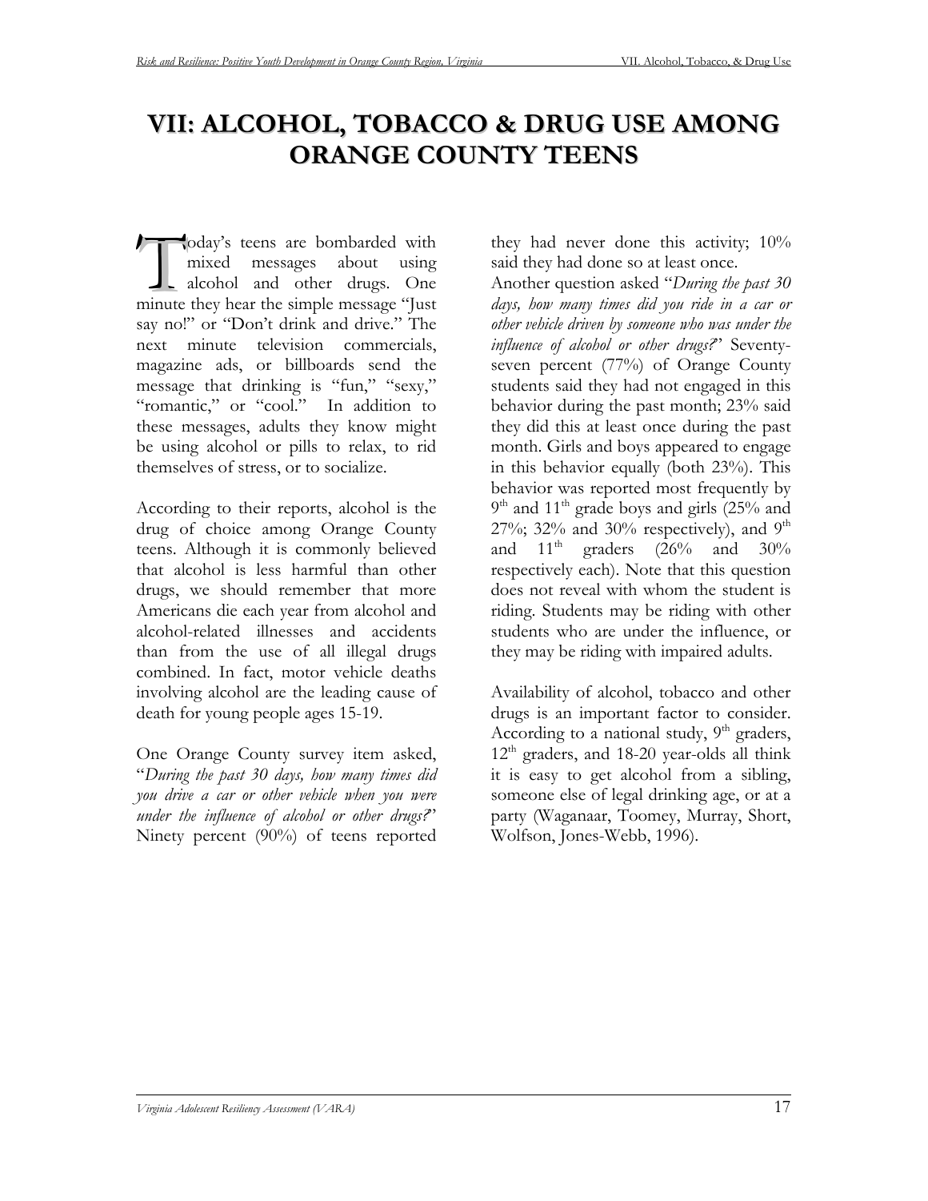# VII: ALCOHOL, TOBACCO & DRUG USE AMONG ORANGE COUNTY TEENS

Today's teens are bombarded with mixed messages about using alcohol and other drugs. One minute they hear the simple message "Just say no!" or "Don't drink and drive." The next minute television commercials, magazine ads, or billboards send the message that drinking is "fun," "sexy," "romantic," or "cool." In addition to these messages, adults they know might be using alcohol or pills to relax, to rid themselves of stress, or to socialize.

According to their reports, alcohol is the drug of choice among Orange County teens. Although it is commonly believed that alcohol is less harmful than other drugs, we should remember that more Americans die each year from alcohol and alcohol-related illnesses and accidents than from the use of all illegal drugs combined. In fact, motor vehicle deaths involving alcohol are the leading cause of death for young people ages 15-19.

One Orange County survey item asked, "*During the past 30 days, how many times did you drive a car or other vehicle when you were under the influence of alcohol or other drugs?*" Ninety percent (90%) of teens reported they had never done this activity; 10% said they had done so at least once.

Another question asked "*During the past 30 days, how many times did you ride in a car or other vehicle driven by someone who was under the influence of alcohol or other drugs?*" Seventy-seven percent (77%) of Orange County students said they had not engaged in this behavior during the past month; 23% said they did this at least once during the past month. Girls and boys appeared to engage in this behavior equally (both 23%). This behavior was reported most frequently by 9th and 11th grade boys and girls (25% and 27%; 32% and 30% respectively), and 9th and 11th graders (26% and 30% respectively each). Note that this question does not reveal with whom the student is riding. Students may be riding with other students who are under the influence, or they may be riding with impaired adults.

Availability of alcohol, tobacco and other drugs is an important factor to consider. According to a national study, 9th graders, 12th graders, and 18-20 year-olds all think it is easy to get alcohol from a sibling, someone else of legal drinking age, or at a party (Waganaar, Toomey, Murray, Short, Wolfson, Jones-Webb, 1996).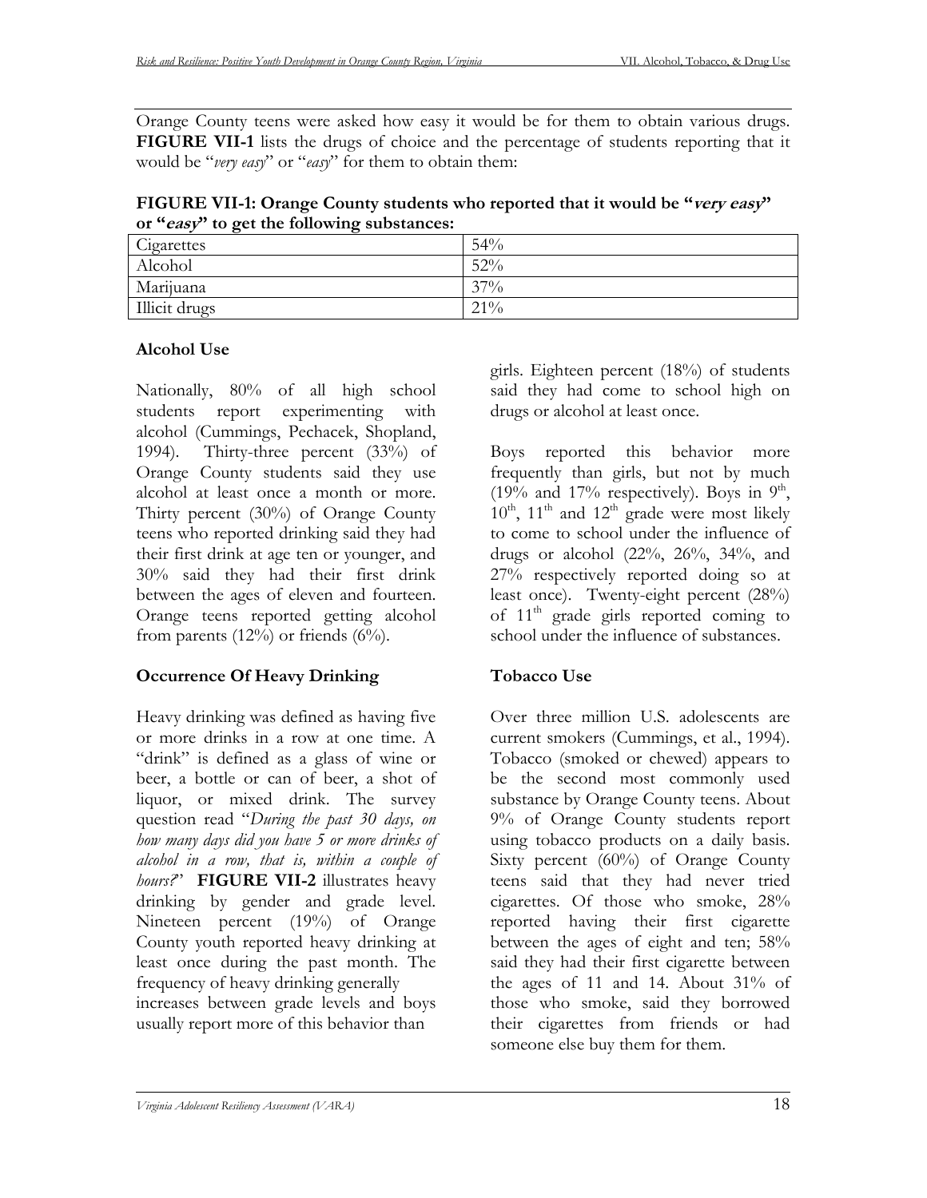Orange County teens were asked how easy it would be for them to obtain various drugs. **FIGURE VII-1** lists the drugs of choice and the percentage of students reporting that it would be "*very easy*" or "*easy*" for them to obtain them:

**FIGURE VII-1: Orange County students who reported that it would be "*very easy*" or "*easy*" to get the following substances:**

| Cigarettes | 54% |
|---|---|
| Alcohol | 52% |
| Marijuana | 37% |
| Illicit drugs | 21% |

### Alcohol Use

Nationally, 80% of all high school students report experimenting with alcohol (Cummings, Pechacek, Shopland, 1994). Thirty-three percent (33%) of Orange County students said they use alcohol at least once a month or more. Thirty percent (30%) of Orange County teens who reported drinking said they had their first drink at age ten or younger, and 30% said they had their first drink between the ages of eleven and fourteen. Orange teens reported getting alcohol from parents (12%) or friends (6%).

### Occurrence Of Heavy Drinking

Heavy drinking was defined as having five or more drinks in a row at one time. A "drink" is defined as a glass of wine or beer, a bottle or can of beer, a shot of liquor, or mixed drink. The survey question read "*During the past 30 days, on how many days did you have 5 or more drinks of alcohol in a row, that is, within a couple of hours?*" **FIGURE VII-2** illustrates heavy drinking by gender and grade level. Nineteen percent (19%) of Orange County youth reported heavy drinking at least once during the past month. The frequency of heavy drinking generally increases between grade levels and boys usually report more of this behavior than girls. Eighteen percent (18%) of students said they had come to school high on drugs or alcohol at least once.

Boys reported this behavior more frequently than girls, but not by much (19% and 17% respectively). Boys in 9th, 10th, 11th and 12th grade were most likely to come to school under the influence of drugs or alcohol (22%, 26%, 34%, and 27% respectively reported doing so at least once). Twenty-eight percent (28%) of 11th grade girls reported coming to school under the influence of substances.

### Tobacco Use

Over three million U.S. adolescents are current smokers (Cummings, et al., 1994). Tobacco (smoked or chewed) appears to be the second most commonly used substance by Orange County teens. About 9% of Orange County students report using tobacco products on a daily basis. Sixty percent (60%) of Orange County teens said that they had never tried cigarettes. Of those who smoke, 28% reported having their first cigarette between the ages of eight and ten; 58% said they had their first cigarette between the ages of 11 and 14. About 31% of those who smoke, said they borrowed their cigarettes from friends or had someone else buy them for them.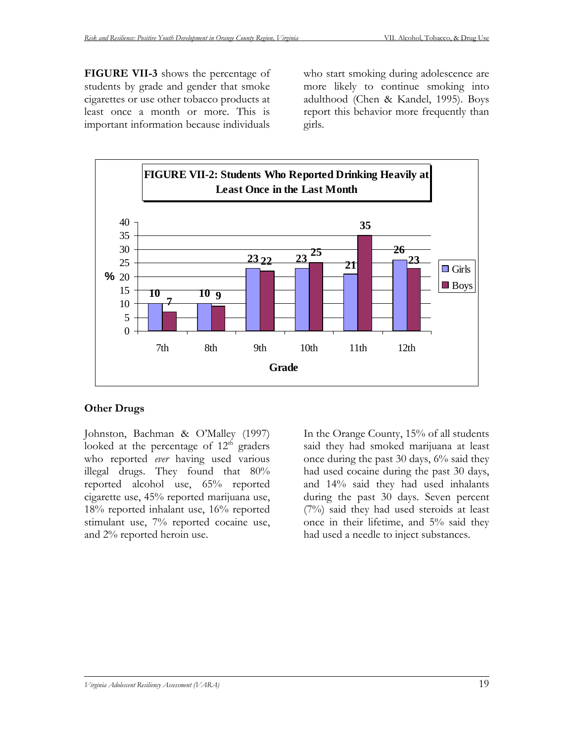**FIGURE VII-3** shows the percentage of students by grade and gender that smoke cigarettes or use other tobacco products at least once a month or more. This is important information because individuals who start smoking during adolescence are more likely to continue smoking into adulthood (Chen & Kandel, 1995). Boys report this behavior more frequently than girls.

**FIGURE VII-2: Students Who Reported Drinking Heavily at Least Once in the Last Month**

| Grade | Girls (%) | Boys (%) |
|---|---|---|
| 7th | 10 | 7 |
| 8th | 10 | 9 |
| 9th | 23 | 22 |
| 10th | 23 | 25 |
| 11th | 21 | 35 |
| 12th | 26 | 23 |

## Other Drugs

Johnston, Bachman & O'Malley (1997) looked at the percentage of $12^{th}$ graders who reported *ever* having used various illegal drugs. They found that 80% reported alcohol use, 65% reported cigarette use, 45% reported marijuana use, 18% reported inhalant use, 16% reported stimulant use, 7% reported cocaine use, and 2% reported heroin use.

In the Orange County, 15% of all students said they had smoked marijuana at least once during the past 30 days, 6% said they had used cocaine during the past 30 days, and 14% said they had used inhalants during the past 30 days. Seven percent (7%) said they had used steroids at least once in their lifetime, and 5% said they had used a needle to inject substances.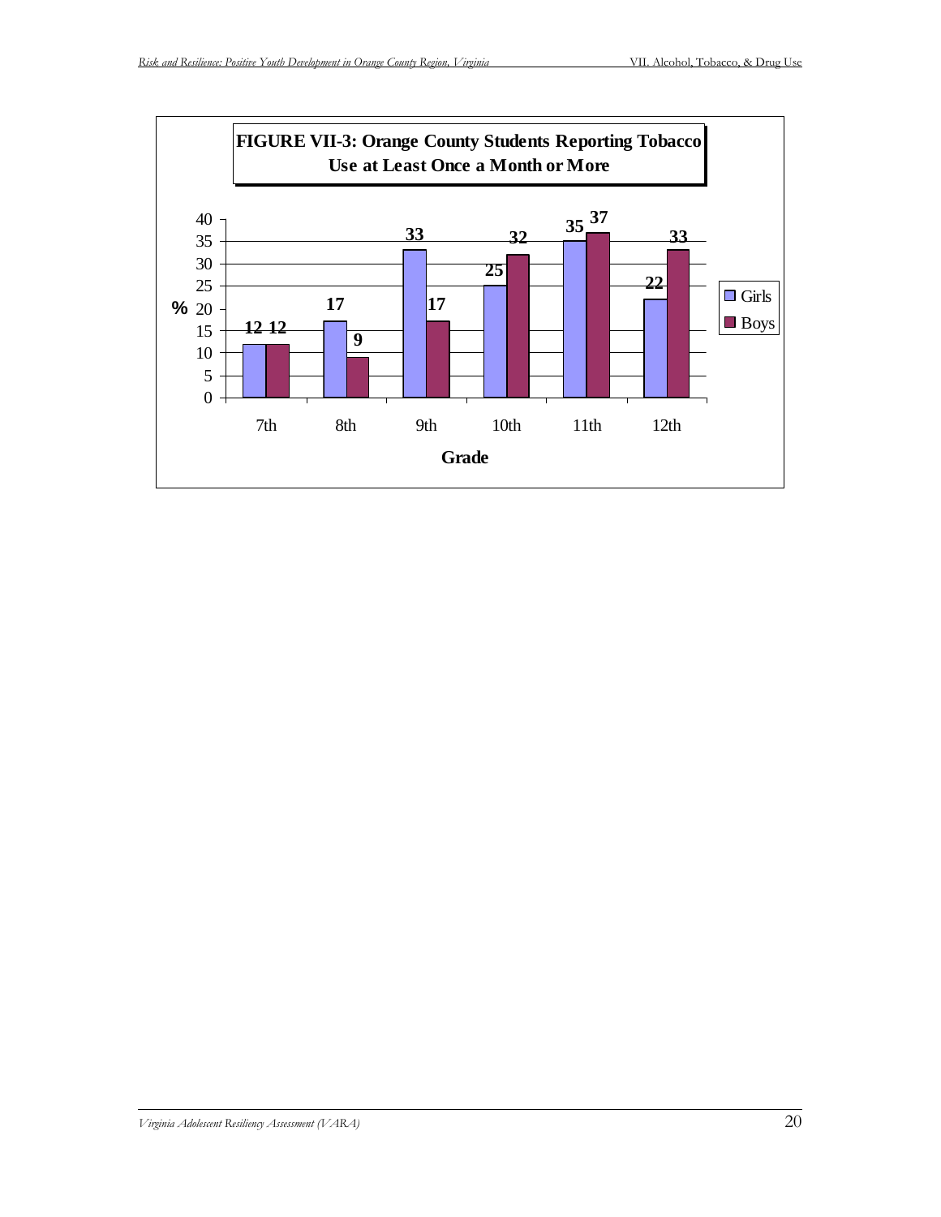**FIGURE VII-3: Orange County Students Reporting Tobacco Use at Least Once a Month or More**

| Grade | Girls (%) | Boys (%) |
| --- | --- | --- |
| 7th | 12 | 12 |
| 8th | 17 | 9 |
| 9th | 33 | 17 |
| 10th | 25 | 32 |
| 11th | 35 | 37 |
| 12th | 22 | 33 |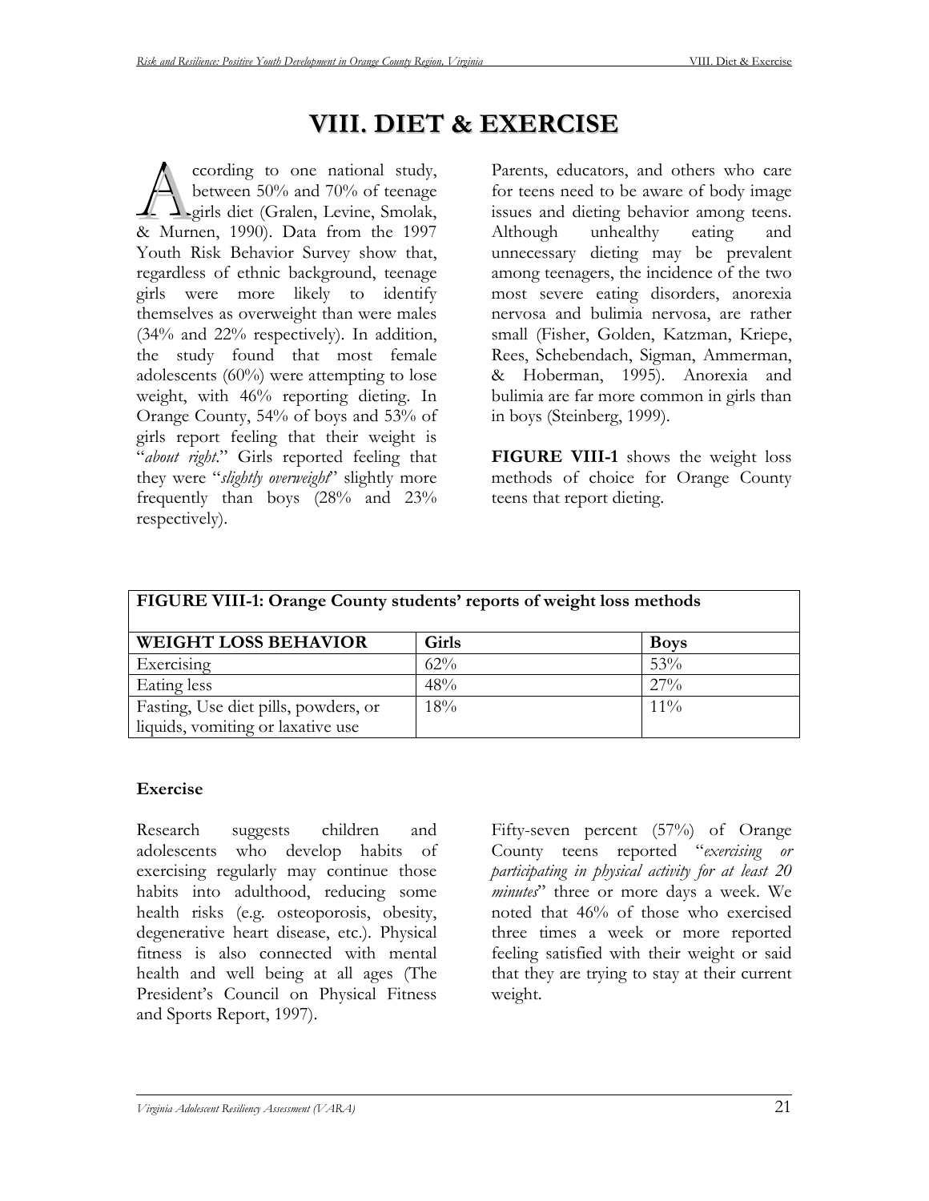# VIII. DIET & EXERCISE

According to one national study, between 50% and 70% of teenage girls diet (Gralen, Levine, Smolak, & Murnen, 1990). Data from the 1997 Youth Risk Behavior Survey show that, regardless of ethnic background, teenage girls were more likely to identify themselves as overweight than were males (34% and 22% respectively). In addition, the study found that most female adolescents (60%) were attempting to lose weight, with 46% reporting dieting. In Orange County, 54% of boys and 53% of girls report feeling that their weight is "*about right*." Girls reported feeling that they were "*slightly overweight*" slightly more frequently than boys (28% and 23% respectively).

Parents, educators, and others who care for teens need to be aware of body image issues and dieting behavior among teens. Although unhealthy eating and unnecessary dieting may be prevalent among teenagers, the incidence of the two most severe eating disorders, anorexia nervosa and bulimia nervosa, are rather small (Fisher, Golden, Katzman, Kriepe, Rees, Schebendach, Sigman, Ammerman, & Hoberman, 1995). Anorexia and bulimia are far more common in girls than in boys (Steinberg, 1999).

**FIGURE VIII-1** shows the weight loss methods of choice for Orange County teens that report dieting.

**FIGURE VIII-1: Orange County students' reports of weight loss methods**

| WEIGHT LOSS BEHAVIOR | Girls | Boys |
|---|---|---|
| Exercising | 62% | 53% |
| Eating less | 48% | 27% |
| Fasting, Use diet pills, powders, or liquids, vomiting or laxative use | 18% | 11% |

### Exercise

Research suggests children and adolescents who develop habits of exercising regularly may continue those habits into adulthood, reducing some health risks (e.g. osteoporosis, obesity, degenerative heart disease, etc.). Physical fitness is also connected with mental health and well being at all ages (The President's Council on Physical Fitness and Sports Report, 1997).

Fifty-seven percent (57%) of Orange County teens reported "*exercising or participating in physical activity for at least 20 minutes*" three or more days a week. We noted that 46% of those who exercised three times a week or more reported feeling satisfied with their weight or said that they are trying to stay at their current weight.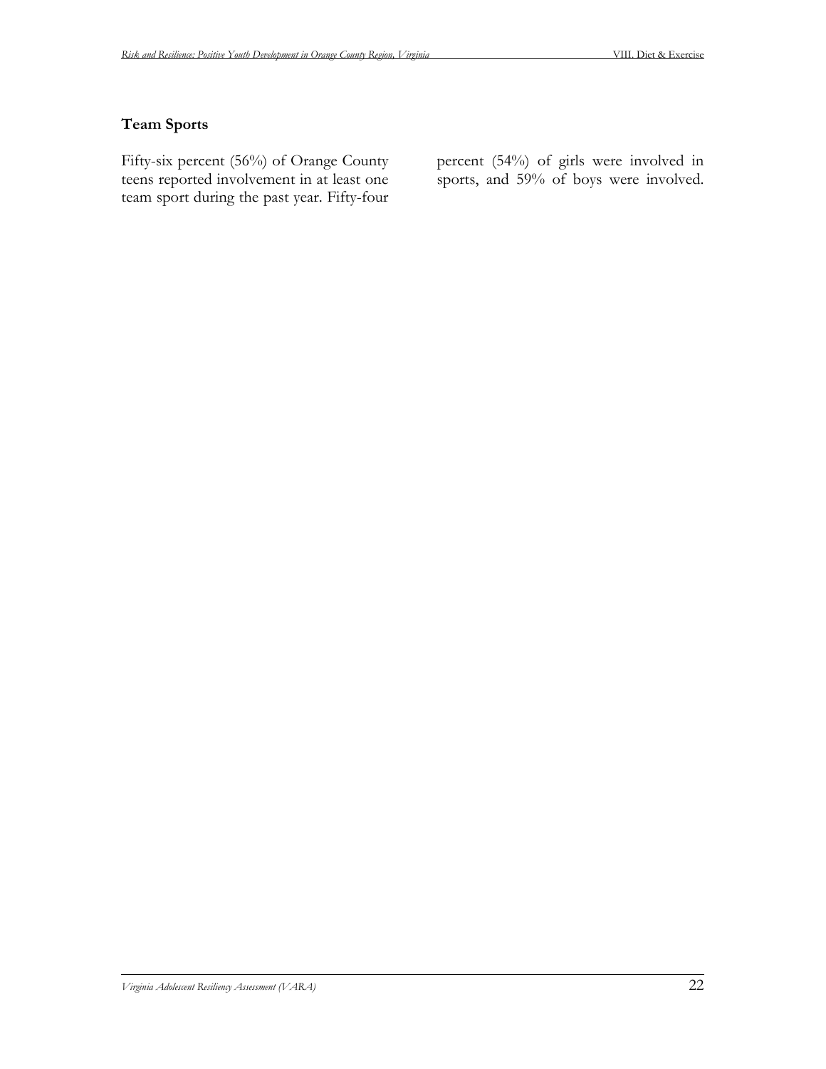### Team Sports

Fifty-six percent (56%) of Orange County teens reported involvement in at least one team sport during the past year. Fifty-four percent (54%) of girls were involved in sports, and 59% of boys were involved.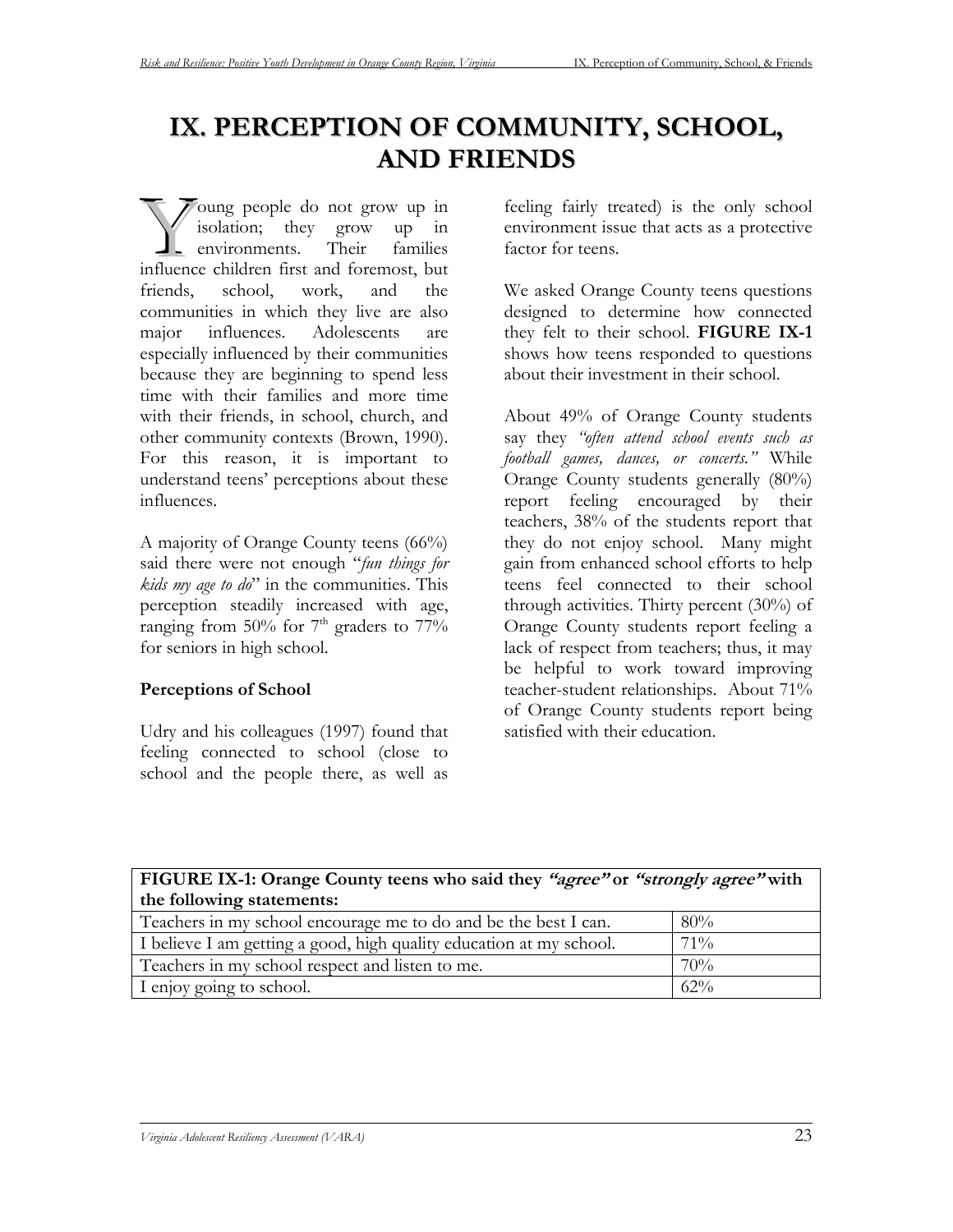# IX. PERCEPTION OF COMMUNITY, SCHOOL, AND FRIENDS

Young people do not grow up in isolation; they grow up in environments. Their families influence children first and foremost, but friends, school, work, and the communities in which they live are also major influences. Adolescents are especially influenced by their communities because they are beginning to spend less time with their families and more time with their friends, in school, church, and other community contexts (Brown, 1990). For this reason, it is important to understand teens' perceptions about these influences.

A majority of Orange County teens (66%) said there were not enough "*fun things for kids my age to do*" in the communities. This perception steadily increased with age, ranging from 50% for 7th graders to 77% for seniors in high school.

### Perceptions of School

Udry and his colleagues (1997) found that feeling connected to school (close to school and the people there, as well as feeling fairly treated) is the only school environment issue that acts as a protective factor for teens.

We asked Orange County teens questions designed to determine how connected they felt to their school. **FIGURE IX-1** shows how teens responded to questions about their investment in their school.

About 49% of Orange County students say they *"often attend school events such as football games, dances, or concerts."* While Orange County students generally (80%) report feeling encouraged by their teachers, 38% of the students report that they do not enjoy school. Many might gain from enhanced school efforts to help teens feel connected to their school through activities. Thirty percent (30%) of Orange County students report feeling a lack of respect from teachers; thus, it may be helpful to work toward improving teacher-student relationships. About 71% of Orange County students report being satisfied with their education.

| **FIGURE IX-1: Orange County teens who said they *"agree"* or *"strongly agree"* with the following statements:** | |
|---|---|
| Teachers in my school encourage me to do and be the best I can. | 80% |
| I believe I am getting a good, high quality education at my school. | 71% |
| Teachers in my school respect and listen to me. | 70% |
| I enjoy going to school. | 62% |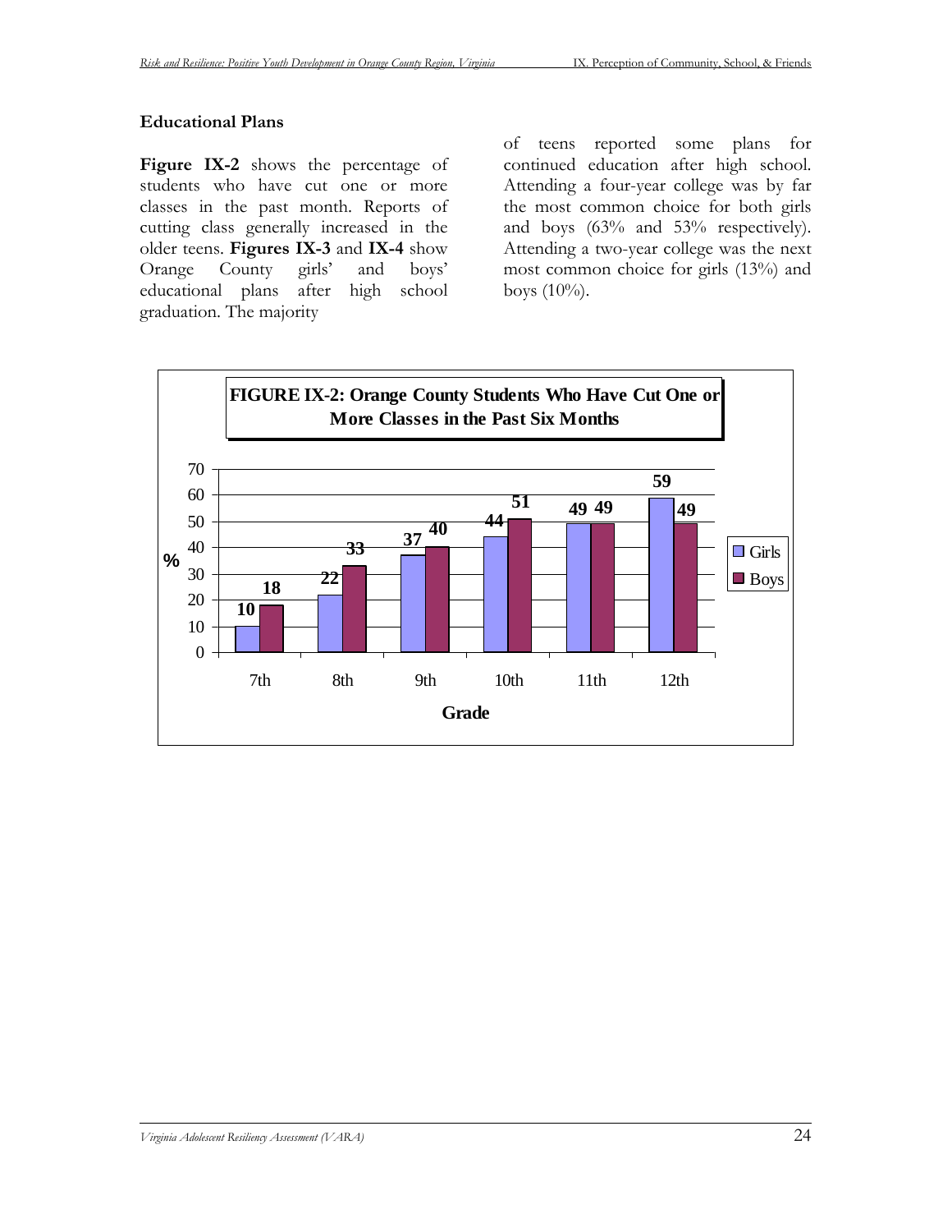## Educational Plans

**Figure IX-2** shows the percentage of students who have cut one or more classes in the past month. Reports of cutting class generally increased in the older teens. **Figures IX-3** and **IX-4** show Orange County girls' and boys' educational plans after high school graduation. The majority of teens reported some plans for continued education after high school. Attending a four-year college was by far the most common choice for both girls and boys (63% and 53% respectively). Attending a two-year college was the next most common choice for girls (13%) and boys (10%).

**FIGURE IX-2: Orange County Students Who Have Cut One or More Classes in the Past Six Months**

| Grade | Girls (%) | Boys (%) |
|---|---|---|
| 7th | 10 | 18 |
| 8th | 22 | 33 |
| 9th | 37 | 40 |
| 10th | 44 | 51 |
| 11th | 49 | 49 |
| 12th | 59 | 49 |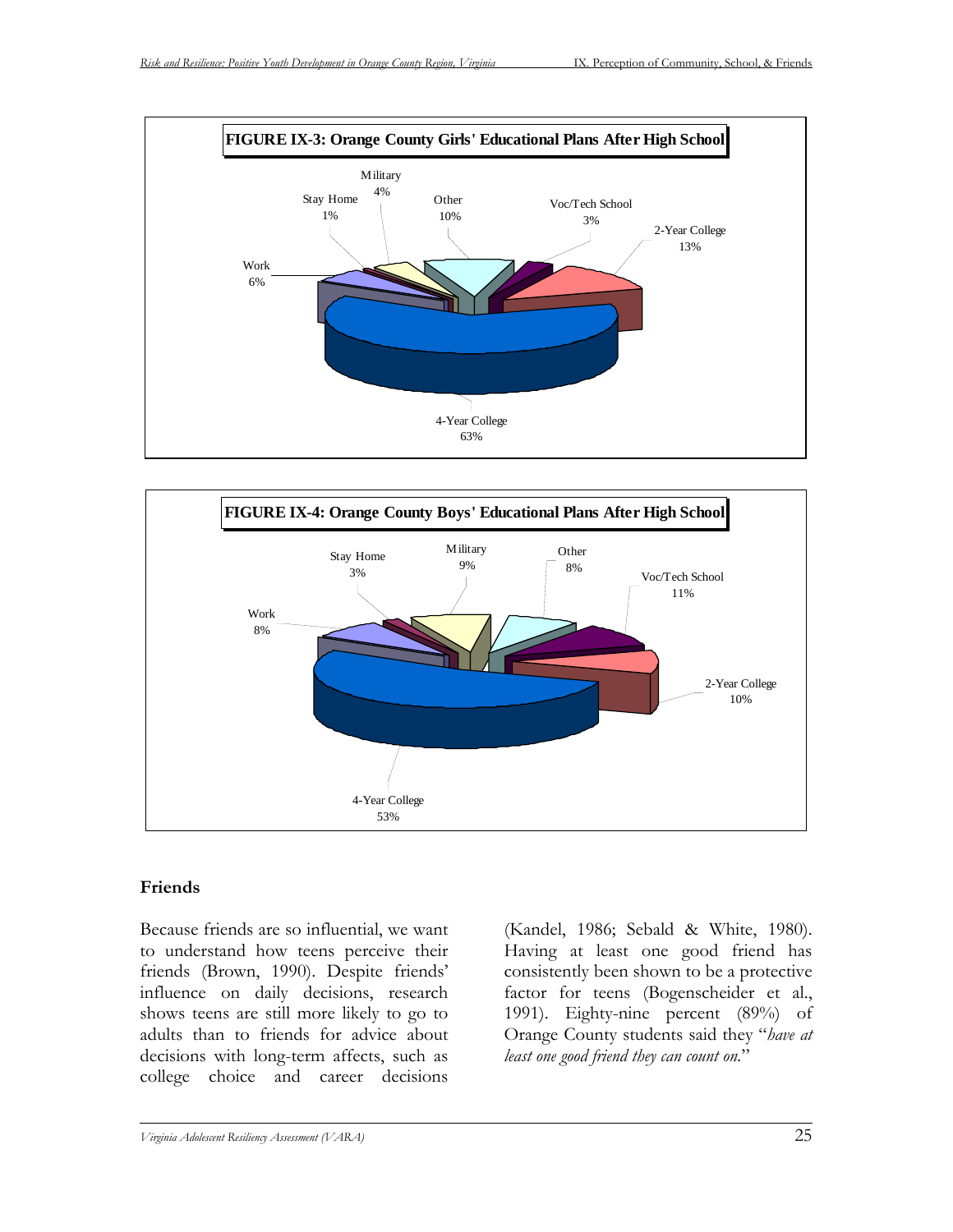**FIGURE IX-3: Orange County Girls' Educational Plans After High School**

| Plan | Percent |
|---|---|
| 4-Year College | 63% |
| 2-Year College | 13% |
| Other | 10% |
| Work | 6% |
| Military | 4% |
| Voc/Tech School | 3% |
| Stay Home | 1% |

**FIGURE IX-4: Orange County Boys' Educational Plans After High School**

| Plan | Percent |
|---|---|
| 4-Year College | 53% |
| Voc/Tech School | 11% |
| 2-Year College | 10% |
| Military | 9% |
| Other | 8% |
| Work | 8% |
| Stay Home | 3% |

## Friends

Because friends are so influential, we want to understand how teens perceive their friends (Brown, 1990). Despite friends' influence on daily decisions, research shows teens are still more likely to go to adults than to friends for advice about decisions with long-term affects, such as college choice and career decisions (Kandel, 1986; Sebald & White, 1980). Having at least one good friend has consistently been shown to be a protective factor for teens (Bogenscheider et al., 1991). Eighty-nine percent (89%) of Orange County students said they "*have at least one good friend they can count on.*"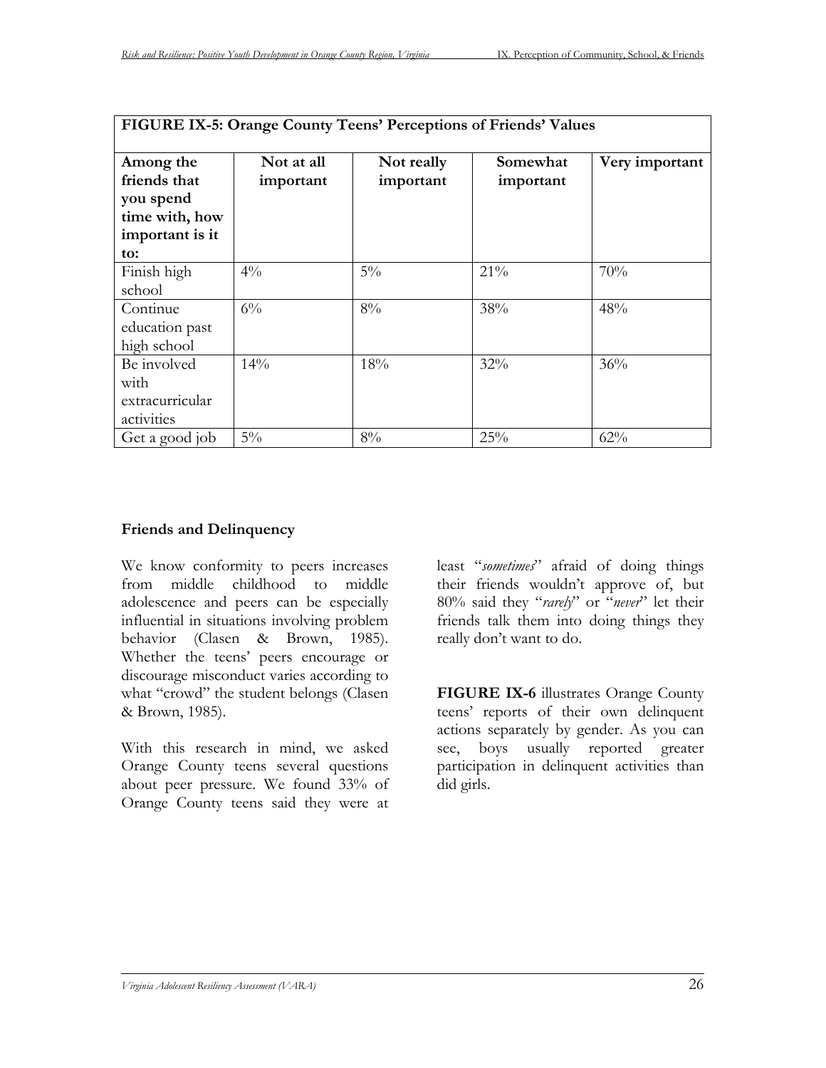| FIGURE IX-5: Orange County Teens' Perceptions of Friends' Values | | | | |
|---|---|---|---|---|
| **Among the friends that you spend time with, how important is it to:** | **Not at all important** | **Not really important** | **Somewhat important** | **Very important** |
| Finish high school | 4% | 5% | 21% | 70% |
| Continue education past high school | 6% | 8% | 38% | 48% |
| Be involved with extracurricular activities | 14% | 18% | 32% | 36% |
| Get a good job | 5% | 8% | 25% | 62% |

### Friends and Delinquency

We know conformity to peers increases from middle childhood to middle adolescence and peers can be especially influential in situations involving problem behavior (Clasen & Brown, 1985). Whether the teens' peers encourage or discourage misconduct varies according to what "crowd" the student belongs (Clasen & Brown, 1985).

With this research in mind, we asked Orange County teens several questions about peer pressure. We found 33% of Orange County teens said they were at least "*sometimes*" afraid of doing things their friends wouldn't approve of, but 80% said they "*rarely*" or "*never*" let their friends talk them into doing things they really don't want to do.

**FIGURE IX-6** illustrates Orange County teens' reports of their own delinquent actions separately by gender. As you can see, boys usually reported greater participation in delinquent activities than did girls.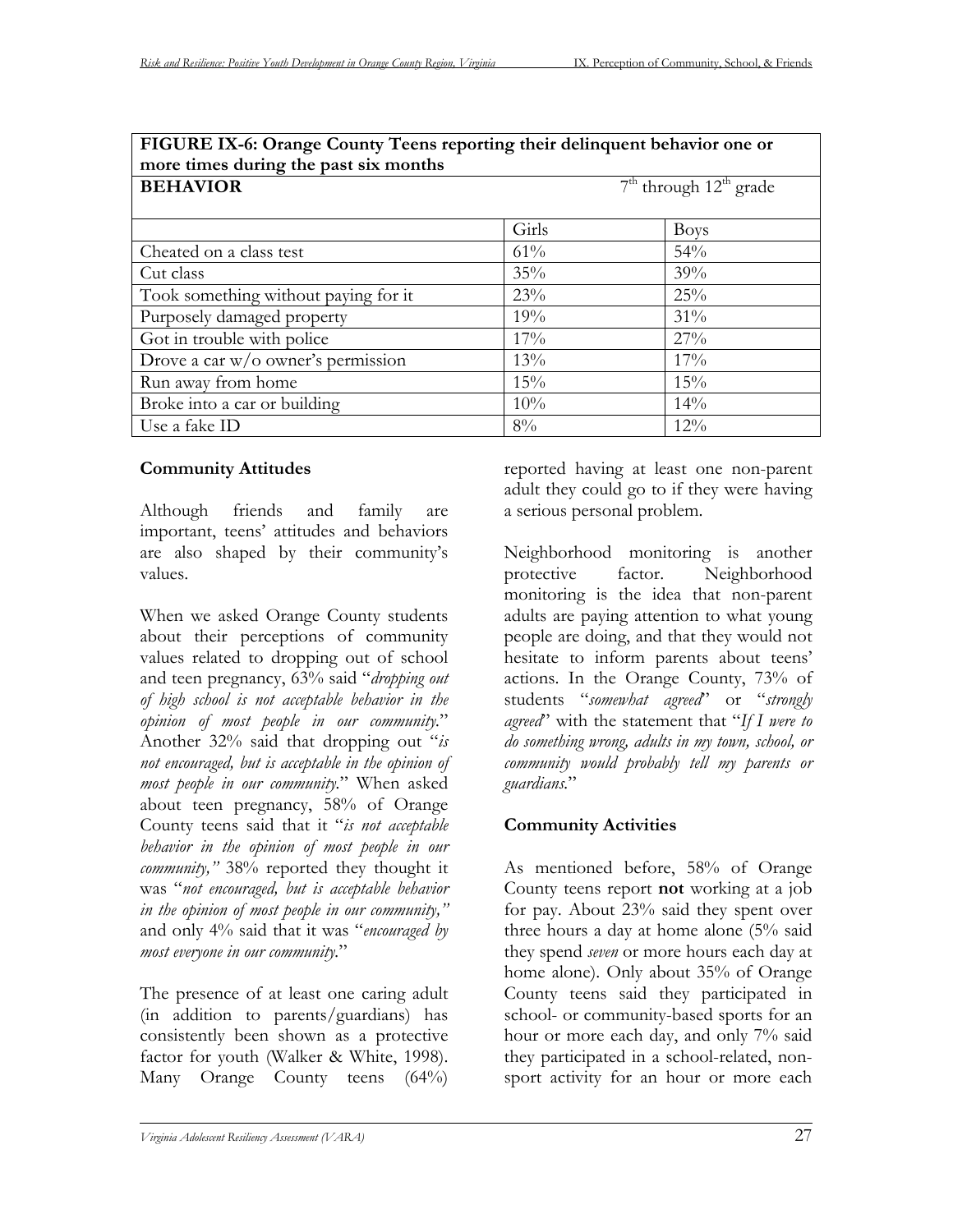| FIGURE IX-6: Orange County Teens reporting their delinquent behavior one or more times during the past six months | | |
|---|---|---|
| **BEHAVIOR** | 7th through 12th grade | |
| | Girls | Boys |
| Cheated on a class test | 61% | 54% |
| Cut class | 35% | 39% |
| Took something without paying for it | 23% | 25% |
| Purposely damaged property | 19% | 31% |
| Got in trouble with police | 17% | 27% |
| Drove a car w/o owner's permission | 13% | 17% |
| Run away from home | 15% | 15% |
| Broke into a car or building | 10% | 14% |
| Use a fake ID | 8% | 12% |

### Community Attitudes

Although friends and family are important, teens' attitudes and behaviors are also shaped by their community's values.

When we asked Orange County students about their perceptions of community values related to dropping out of school and teen pregnancy, 63% said "*dropping out of high school is not acceptable behavior in the opinion of most people in our community.*" Another 32% said that dropping out "*is not encouraged, but is acceptable in the opinion of most people in our community.*" When asked about teen pregnancy, 58% of Orange County teens said that it "*is not acceptable behavior in the opinion of most people in our community,*" 38% reported they thought it was "*not encouraged, but is acceptable behavior in the opinion of most people in our community,*" and only 4% said that it was "*encouraged by most everyone in our community.*"

The presence of at least one caring adult (in addition to parents/guardians) has consistently been shown as a protective factor for youth (Walker & White, 1998). Many Orange County teens (64%) reported having at least one non-parent adult they could go to if they were having a serious personal problem.

Neighborhood monitoring is another protective factor. Neighborhood monitoring is the idea that non-parent adults are paying attention to what young people are doing, and that they would not hesitate to inform parents about teens' actions. In the Orange County, 73% of students "*somewhat agreed*" or "*strongly agreed*" with the statement that "*If I were to do something wrong, adults in my town, school, or community would probably tell my parents or guardians.*"

### Community Activities

As mentioned before, 58% of Orange County teens report **not** working at a job for pay. About 23% said they spent over three hours a day at home alone (5% said they spend *seven* or more hours each day at home alone). Only about 35% of Orange County teens said they participated in school- or community-based sports for an hour or more each day, and only 7% said they participated in a school-related, non-sport activity for an hour or more each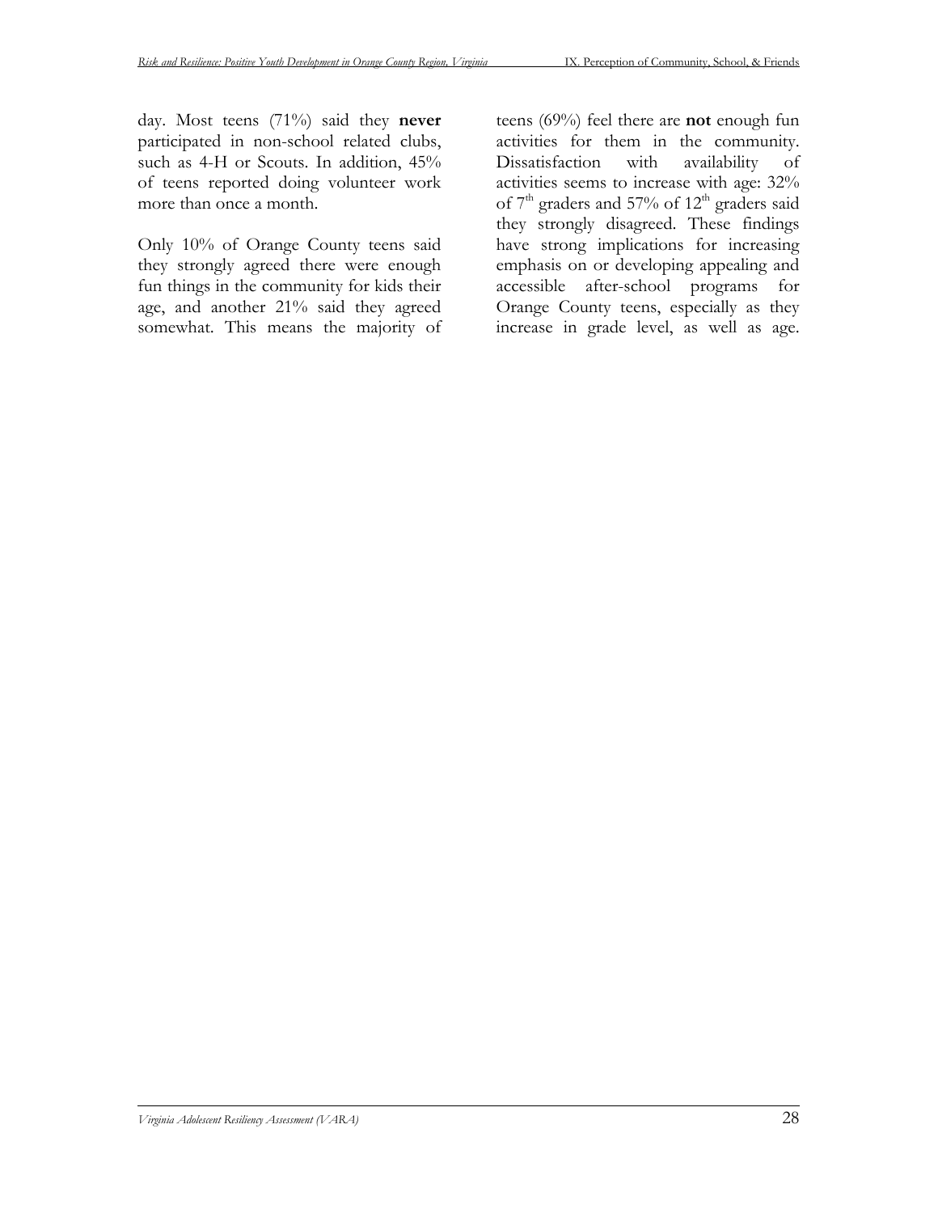day. Most teens (71%) said they **never** participated in non-school related clubs, such as 4-H or Scouts. In addition, 45% of teens reported doing volunteer work more than once a month.

Only 10% of Orange County teens said they strongly agreed there were enough fun things in the community for kids their age, and another 21% said they agreed somewhat. This means the majority of teens (69%) feel there are **not** enough fun activities for them in the community. Dissatisfaction with availability of activities seems to increase with age: 32% of 7th graders and 57% of 12th graders said they strongly disagreed. These findings have strong implications for increasing emphasis on or developing appealing and accessible after-school programs for Orange County teens, especially as they increase in grade level, as well as age.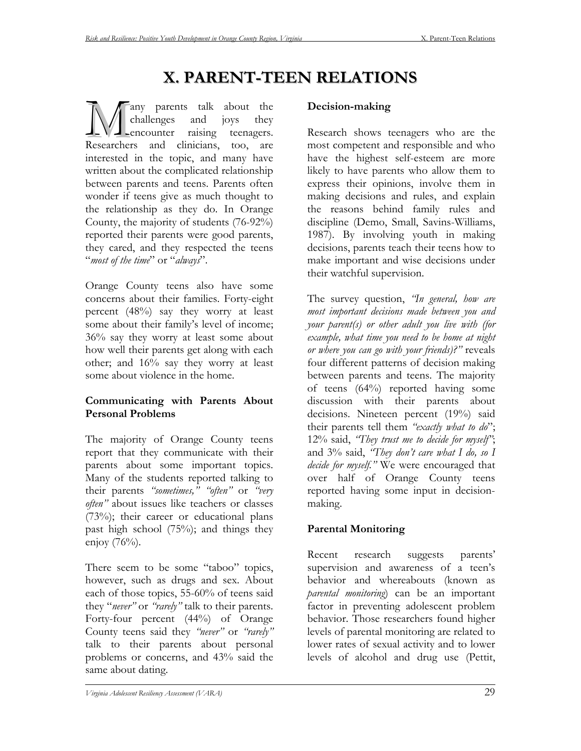# X. PARENT-TEEN RELATIONS

Many parents talk about the challenges and joys they encounter raising teenagers. Researchers and clinicians, too, are interested in the topic, and many have written about the complicated relationship between parents and teens. Parents often wonder if teens give as much thought to the relationship as they do. In Orange County, the majority of students (76-92%) reported their parents were good parents, they cared, and they respected the teens "*most of the time*" or "*always*".

Orange County teens also have some concerns about their families. Forty-eight percent (48%) say they worry at least some about their family's level of income; 36% say they worry at least some about how well their parents get along with each other; and 16% say they worry at least some about violence in the home.

### Communicating with Parents About Personal Problems

The majority of Orange County teens report that they communicate with their parents about some important topics. Many of the students reported talking to their parents *"sometimes," "often"* or *"very often"* about issues like teachers or classes (73%); their career or educational plans past high school (75%); and things they enjoy (76%).

There seem to be some "taboo" topics, however, such as drugs and sex. About each of those topics, 55-60% of teens said they "*never"* or *"rarely"* talk to their parents. Forty-four percent (44%) of Orange County teens said they *"never"* or *"rarely"* talk to their parents about personal problems or concerns, and 43% said the same about dating.

### Decision-making

Research shows teenagers who are the most competent and responsible and who have the highest self-esteem are more likely to have parents who allow them to express their opinions, involve them in making decisions and rules, and explain the reasons behind family rules and discipline (Demo, Small, Savins-Williams, 1987). By involving youth in making decisions, parents teach their teens how to make important and wise decisions under their watchful supervision.

The survey question, *"In general, how are most important decisions made between you and your parent(s) or other adult you live with (for example, what time you need to be home at night or where you can go with your friends)?"* reveals four different patterns of decision making between parents and teens. The majority of teens (64%) reported having some discussion with their parents about decisions. Nineteen percent (19%) said their parents tell them *"exactly what to do"*; 12% said, *"They trust me to decide for myself"*; and 3% said, *"They don't care what I do, so I decide for myself."* We were encouraged that over half of Orange County teens reported having some input in decision-making.

### Parental Monitoring

Recent research suggests parents' supervision and awareness of a teen's behavior and whereabouts (known as *parental monitoring*) can be an important factor in preventing adolescent problem behavior. Those researchers found higher levels of parental monitoring are related to lower rates of sexual activity and to lower levels of alcohol and drug use (Pettit,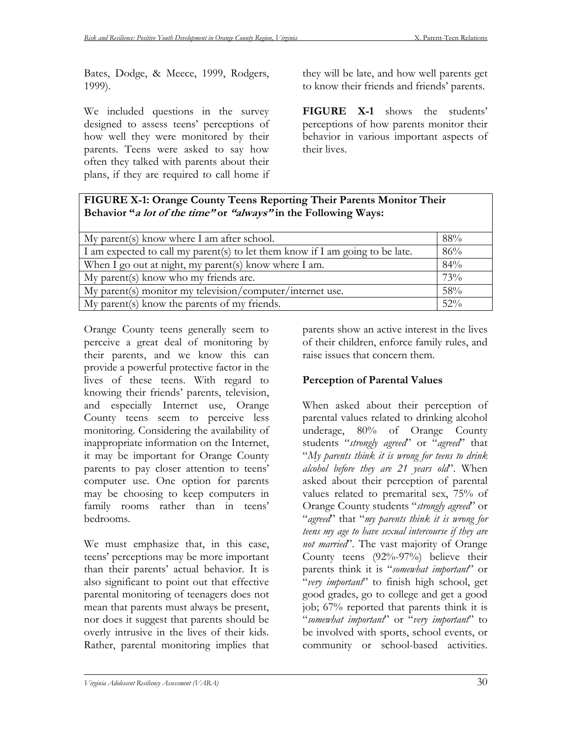Bates, Dodge, & Meece, 1999, Rodgers, 1999).

We included questions in the survey designed to assess teens' perceptions of how well they were monitored by their parents. Teens were asked to say how often they talked with parents about their plans, if they are required to call home if they will be late, and how well parents get to know their friends and friends' parents.

**FIGURE X-1** shows the students' perceptions of how parents monitor their behavior in various important aspects of their lives.

**FIGURE X-1: Orange County Teens Reporting Their Parents Monitor Their Behavior "*a lot of the time*" or "*always*" in the Following Ways:**

| Statement | % |
|---|---|
| My parent(s) know where I am after school. | 88% |
| I am expected to call my parent(s) to let them know if I am going to be late. | 86% |
| When I go out at night, my parent(s) know where I am. | 84% |
| My parent(s) know who my friends are. | 73% |
| My parent(s) monitor my television/computer/internet use. | 58% |
| My parent(s) know the parents of my friends. | 52% |

Orange County teens generally seem to perceive a great deal of monitoring by their parents, and we know this can provide a powerful protective factor in the lives of these teens. With regard to knowing their friends' parents, television, and especially Internet use, Orange County teens seem to perceive less monitoring. Considering the availability of inappropriate information on the Internet, it may be important for Orange County parents to pay closer attention to teens' computer use. One option for parents may be choosing to keep computers in family rooms rather than in teens' bedrooms.

We must emphasize that, in this case, teens' perceptions may be more important than their parents' actual behavior. It is also significant to point out that effective parental monitoring of teenagers does not mean that parents must always be present, nor does it suggest that parents should be overly intrusive in the lives of their kids. Rather, parental monitoring implies that parents show an active interest in the lives of their children, enforce family rules, and raise issues that concern them.

### Perception of Parental Values

When asked about their perception of parental values related to drinking alcohol underage, 80% of Orange County students "*strongly agreed*" or "*agreed*" that "*My parents think it is wrong for teens to drink alcohol before they are 21 years old*". When asked about their perception of parental values related to premarital sex, 75% of Orange County students "*strongly agreed*" or "*agreed*" that "*my parents think it is wrong for teens my age to have sexual intercourse if they are not married*". The vast majority of Orange County teens (92%-97%) believe their parents think it is "*somewhat important*" or "*very important*" to finish high school, get good grades, go to college and get a good job; 67% reported that parents think it is "*somewhat important*" or "*very important*" to be involved with sports, school events, or community or school-based activities.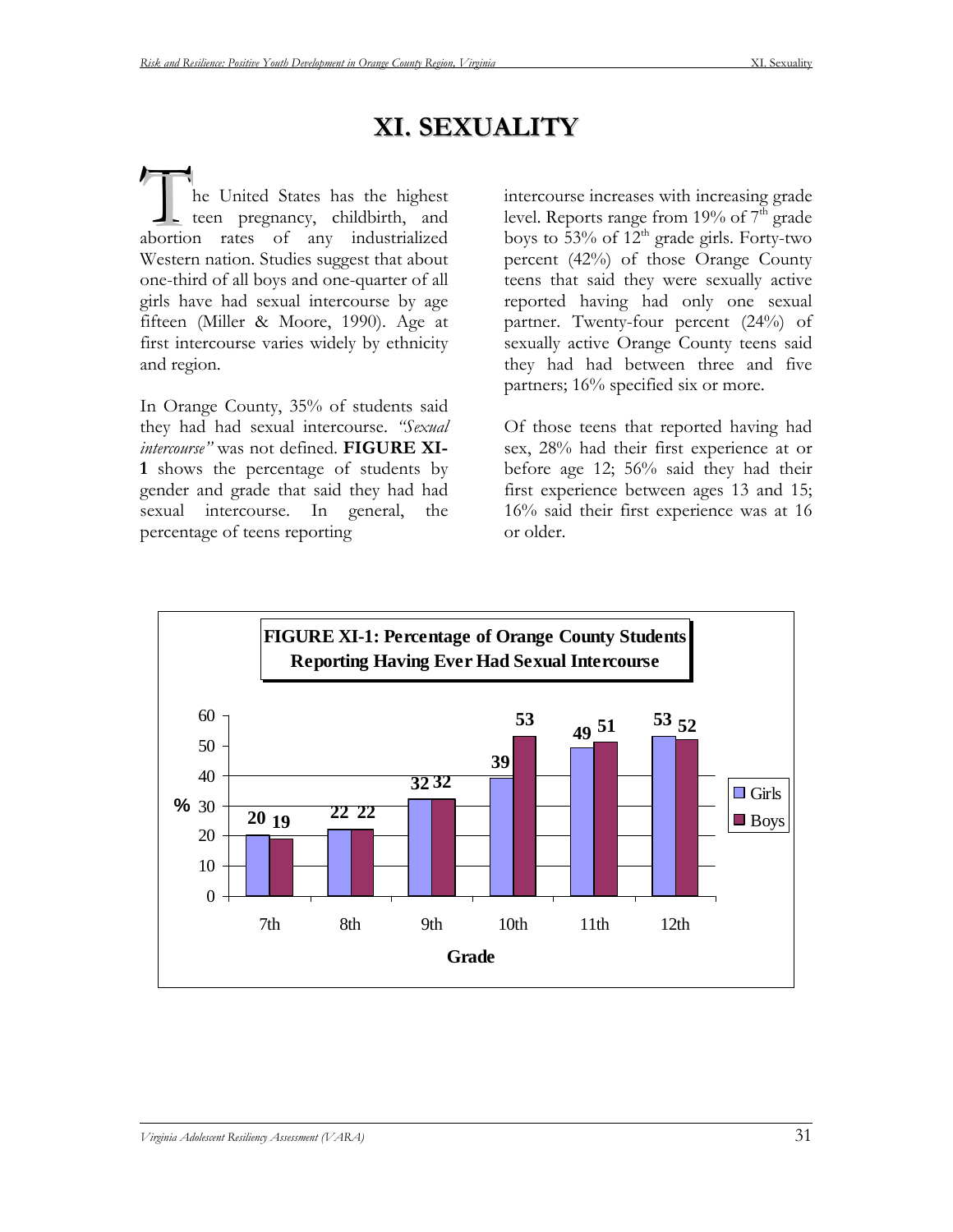# XI. SEXUALITY

The United States has the highest teen pregnancy, childbirth, and abortion rates of any industrialized Western nation. Studies suggest that about one-third of all boys and one-quarter of all girls have had sexual intercourse by age fifteen (Miller & Moore, 1990). Age at first intercourse varies widely by ethnicity and region.

In Orange County, 35% of students said they had had sexual intercourse. *"Sexual intercourse"* was not defined. **FIGURE XI-1** shows the percentage of students by gender and grade that said they had had sexual intercourse. In general, the percentage of teens reporting intercourse increases with increasing grade level. Reports range from 19% of 7th grade boys to 53% of 12th grade girls. Forty-two percent (42%) of those Orange County teens that said they were sexually active reported having had only one sexual partner. Twenty-four percent (24%) of sexually active Orange County teens said they had had between three and five partners; 16% specified six or more.

Of those teens that reported having had sex, 28% had their first experience at or before age 12; 56% said they had their first experience between ages 13 and 15; 16% said their first experience was at 16 or older.

**FIGURE XI-1: Percentage of Orange County Students Reporting Having Ever Had Sexual Intercourse**

| Grade | Girls (%) | Boys (%) |
|---|---|---|
| 7th | 20 | 19 |
| 8th | 22 | 22 |
| 9th | 32 | 32 |
| 10th | 39 | 53 |
| 11th | 49 | 51 |
| 12th | 53 | 52 |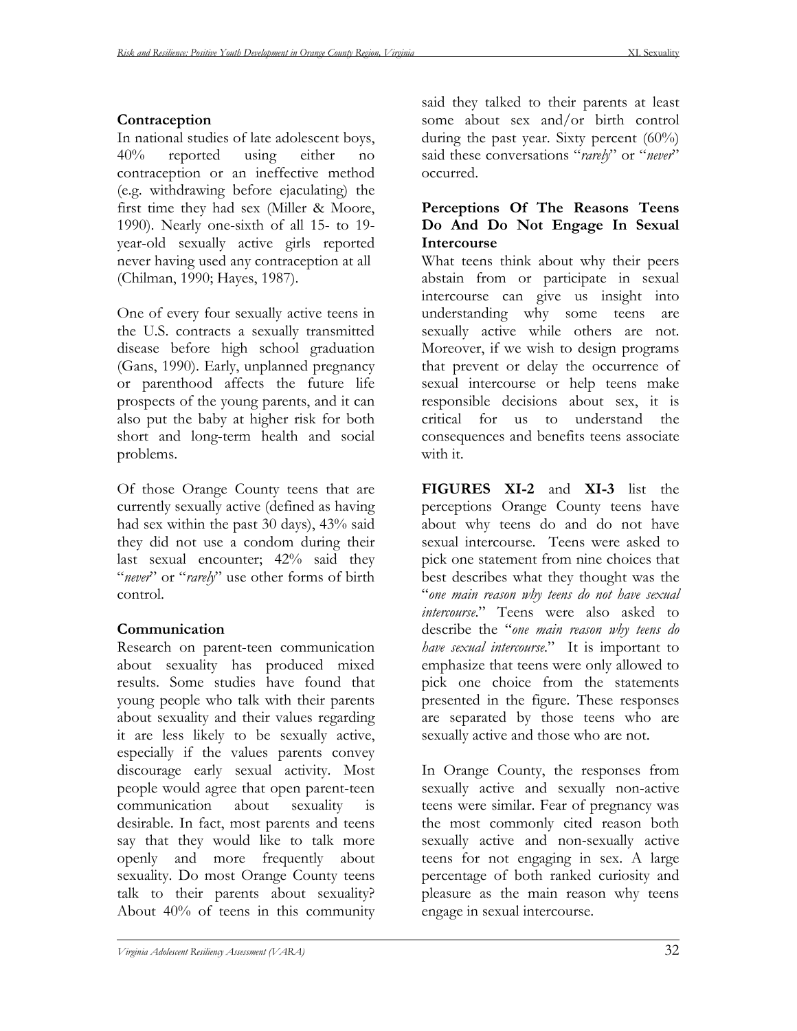## Contraception

In national studies of late adolescent boys, 40% reported using either no contraception or an ineffective method (e.g. withdrawing before ejaculating) the first time they had sex (Miller & Moore, 1990). Nearly one-sixth of all 15- to 19-year-old sexually active girls reported never having used any contraception at all (Chilman, 1990; Hayes, 1987).

One of every four sexually active teens in the U.S. contracts a sexually transmitted disease before high school graduation (Gans, 1990). Early, unplanned pregnancy or parenthood affects the future life prospects of the young parents, and it can also put the baby at higher risk for both short and long-term health and social problems.

Of those Orange County teens that are currently sexually active (defined as having had sex within the past 30 days), 43% said they did not use a condom during their last sexual encounter; 42% said they "*never*" or "*rarely*" use other forms of birth control.

## Communication

Research on parent-teen communication about sexuality has produced mixed results. Some studies have found that young people who talk with their parents about sexuality and their values regarding it are less likely to be sexually active, especially if the values parents convey discourage early sexual activity. Most people would agree that open parent-teen communication about sexuality is desirable. In fact, most parents and teens say that they would like to talk more openly and more frequently about sexuality. Do most Orange County teens talk to their parents about sexuality? About 40% of teens in this community said they talked to their parents at least some about sex and/or birth control during the past year. Sixty percent (60%) said these conversations "*rarely*" or "*never*" occurred.

## Perceptions Of The Reasons Teens Do And Do Not Engage In Sexual Intercourse

What teens think about why their peers abstain from or participate in sexual intercourse can give us insight into understanding why some teens are sexually active while others are not. Moreover, if we wish to design programs that prevent or delay the occurrence of sexual intercourse or help teens make responsible decisions about sex, it is critical for us to understand the consequences and benefits teens associate with it.

**FIGURES XI-2** and **XI-3** list the perceptions Orange County teens have about why teens do and do not have sexual intercourse. Teens were asked to pick one statement from nine choices that best describes what they thought was the "*one main reason why teens do not have sexual intercourse*." Teens were also asked to describe the "*one main reason why teens do have sexual intercourse*." It is important to emphasize that teens were only allowed to pick one choice from the statements presented in the figure. These responses are separated by those teens who are sexually active and those who are not.

In Orange County, the responses from sexually active and sexually non-active teens were similar. Fear of pregnancy was the most commonly cited reason both sexually active and non-sexually active teens for not engaging in sex. A large percentage of both ranked curiosity and pleasure as the main reason why teens engage in sexual intercourse.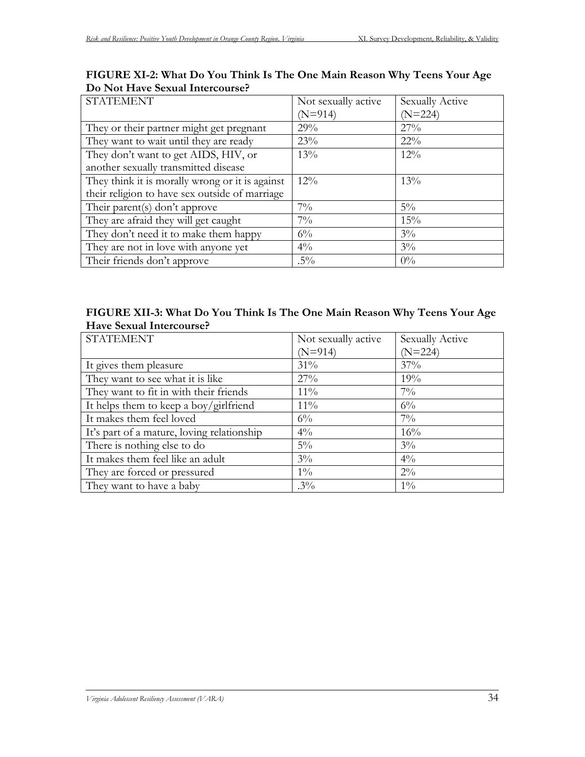**FIGURE XI-2: What Do You Think Is The One Main Reason Why Teens Your Age Do Not Have Sexual Intercourse?**

| STATEMENT | Not sexually active (N=914) | Sexually Active (N=224) |
|---|---|---|
| They or their partner might get pregnant | 29% | 27% |
| They want to wait until they are ready | 23% | 22% |
| They don't want to get AIDS, HIV, or another sexually transmitted disease | 13% | 12% |
| They think it is morally wrong or it is against their religion to have sex outside of marriage | 12% | 13% |
| Their parent(s) don't approve | 7% | 5% |
| They are afraid they will get caught | 7% | 15% |
| They don't need it to make them happy | 6% | 3% |
| They are not in love with anyone yet | 4% | 3% |
| Their friends don't approve | .5% | 0% |

**FIGURE XII-3: What Do You Think Is The One Main Reason Why Teens Your Age Have Sexual Intercourse?**

| STATEMENT | Not sexually active (N=914) | Sexually Active (N=224) |
|---|---|---|
| It gives them pleasure | 31% | 37% |
| They want to see what it is like | 27% | 19% |
| They want to fit in with their friends | 11% | 7% |
| It helps them to keep a boy/girlfriend | 11% | 6% |
| It makes them feel loved | 6% | 7% |
| It's part of a mature, loving relationship | 4% | 16% |
| There is nothing else to do | 5% | 3% |
| It makes them feel like an adult | 3% | 4% |
| They are forced or pressured | 1% | 2% |
| They want to have a baby | .3% | 1% |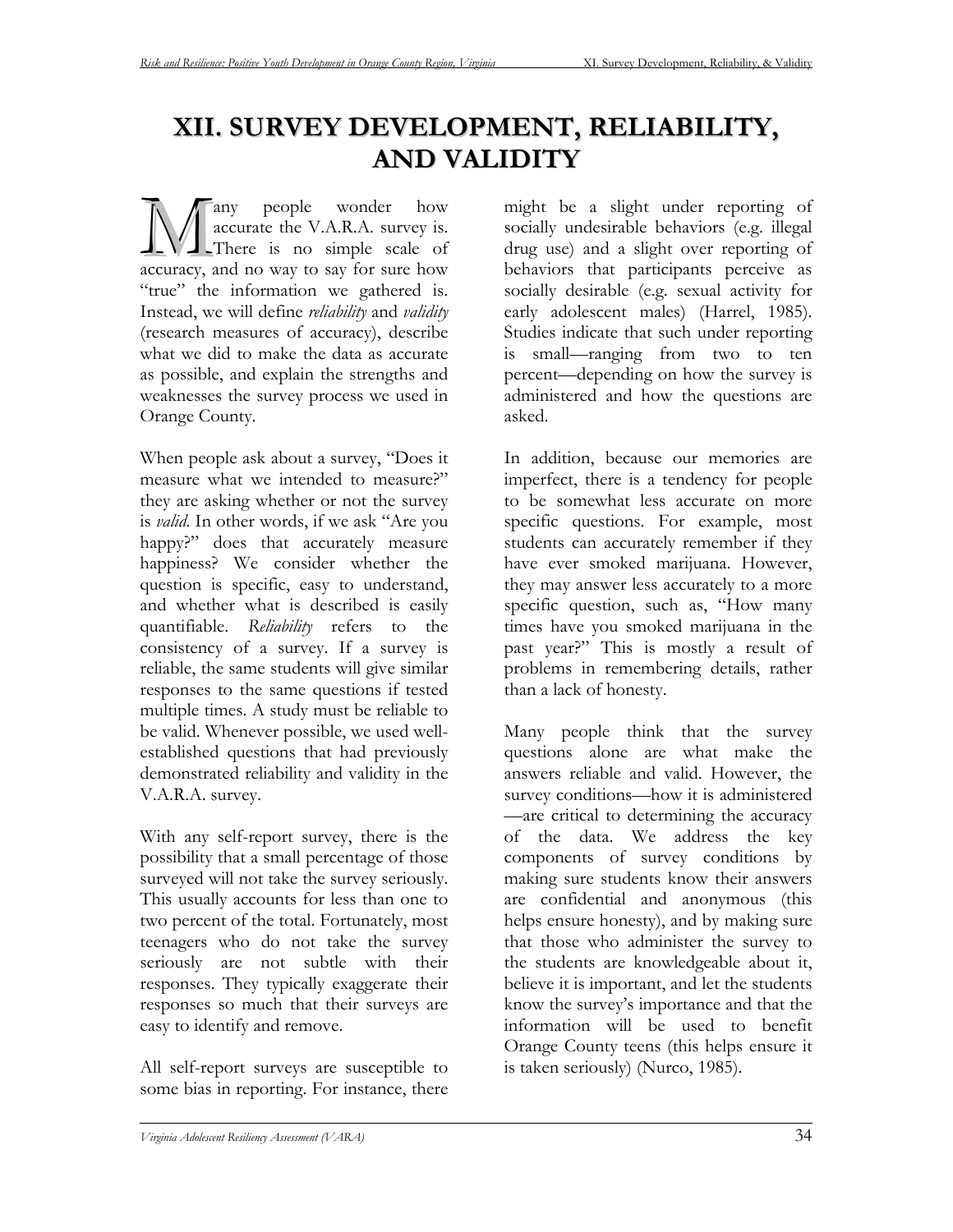# XII. SURVEY DEVELOPMENT, RELIABILITY, AND VALIDITY

Many people wonder how accurate the V.A.R.A. survey is. There is no simple scale of accuracy, and no way to say for sure how "true" the information we gathered is. Instead, we will define *reliability* and *validity* (research measures of accuracy), describe what we did to make the data as accurate as possible, and explain the strengths and weaknesses the survey process we used in Orange County.

When people ask about a survey, "Does it measure what we intended to measure?" they are asking whether or not the survey is *valid*. In other words, if we ask "Are you happy?" does that accurately measure happiness? We consider whether the question is specific, easy to understand, and whether what is described is easily quantifiable. *Reliability* refers to the consistency of a survey. If a survey is reliable, the same students will give similar responses to the same questions if tested multiple times. A study must be reliable to be valid. Whenever possible, we used well-established questions that had previously demonstrated reliability and validity in the V.A.R.A. survey.

With any self-report survey, there is the possibility that a small percentage of those surveyed will not take the survey seriously. This usually accounts for less than one to two percent of the total. Fortunately, most teenagers who do not take the survey seriously are not subtle with their responses. They typically exaggerate their responses so much that their surveys are easy to identify and remove.

All self-report surveys are susceptible to some bias in reporting. For instance, there might be a slight under reporting of socially undesirable behaviors (e.g. illegal drug use) and a slight over reporting of behaviors that participants perceive as socially desirable (e.g. sexual activity for early adolescent males) (Harrel, 1985). Studies indicate that such under reporting is small—ranging from two to ten percent—depending on how the survey is administered and how the questions are asked.

In addition, because our memories are imperfect, there is a tendency for people to be somewhat less accurate on more specific questions. For example, most students can accurately remember if they have ever smoked marijuana. However, they may answer less accurately to a more specific question, such as, "How many times have you smoked marijuana in the past year?" This is mostly a result of problems in remembering details, rather than a lack of honesty.

Many people think that the survey questions alone are what make the answers reliable and valid. However, the survey conditions—how it is administered—are critical to determining the accuracy of the data. We address the key components of survey conditions by making sure students know their answers are confidential and anonymous (this helps ensure honesty), and by making sure that those who administer the survey to the students are knowledgeable about it, believe it is important, and let the students know the survey's importance and that the information will be used to benefit Orange County teens (this helps ensure it is taken seriously) (Nurco, 1985).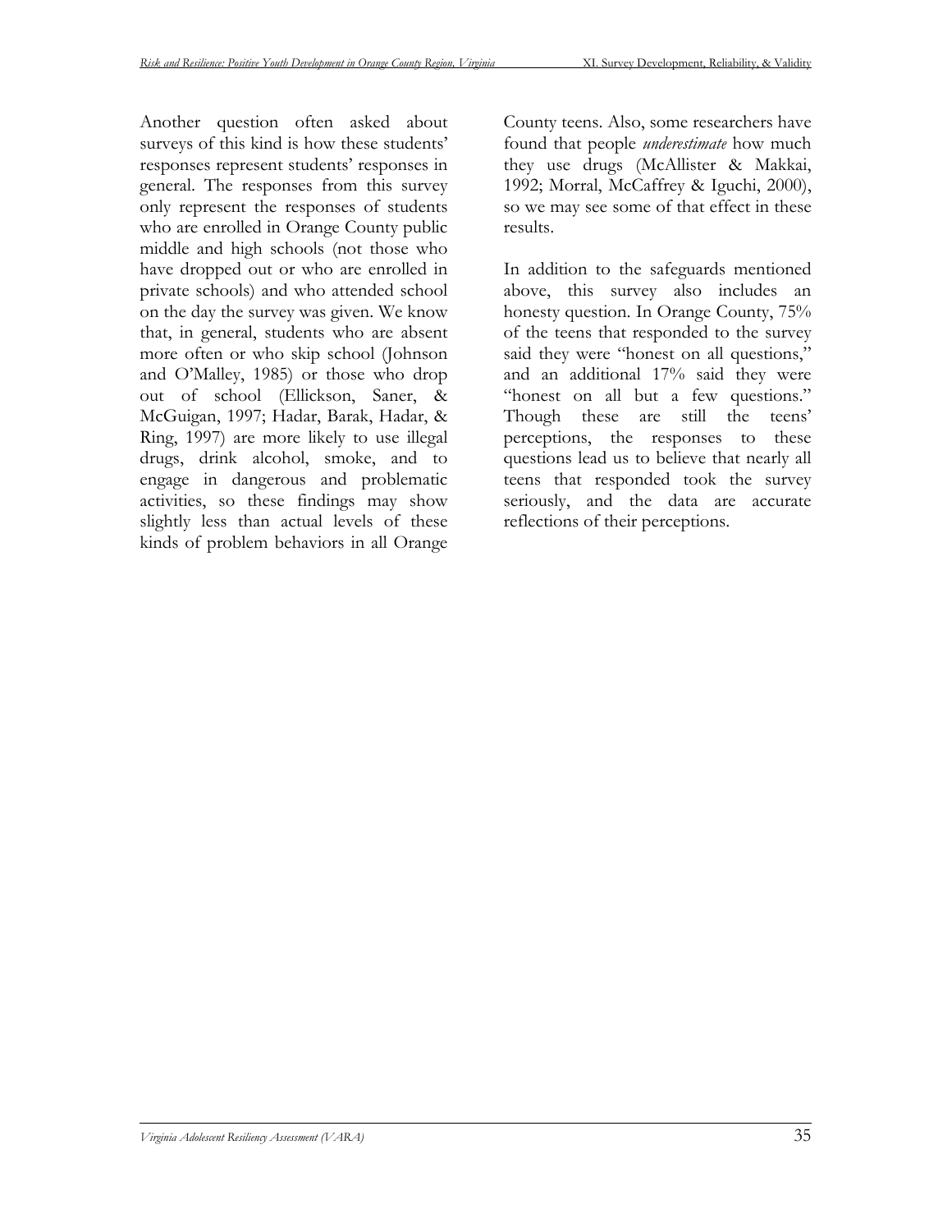Another question often asked about surveys of this kind is how these students' responses represent students' responses in general. The responses from this survey only represent the responses of students who are enrolled in Orange County public middle and high schools (not those who have dropped out or who are enrolled in private schools) and who attended school on the day the survey was given. We know that, in general, students who are absent more often or who skip school (Johnson and O'Malley, 1985) or those who drop out of school (Ellickson, Saner, & McGuigan, 1997; Hadar, Barak, Hadar, & Ring, 1997) are more likely to use illegal drugs, drink alcohol, smoke, and to engage in dangerous and problematic activities, so these findings may show slightly less than actual levels of these kinds of problem behaviors in all Orange County teens. Also, some researchers have found that people *underestimate* how much they use drugs (McAllister & Makkai, 1992; Morral, McCaffrey & Iguchi, 2000), so we may see some of that effect in these results.

In addition to the safeguards mentioned above, this survey also includes an honesty question. In Orange County, 75% of the teens that responded to the survey said they were "honest on all questions," and an additional 17% said they were "honest on all but a few questions." Though these are still the teens' perceptions, the responses to these questions lead us to believe that nearly all teens that responded took the survey seriously, and the data are accurate reflections of their perceptions.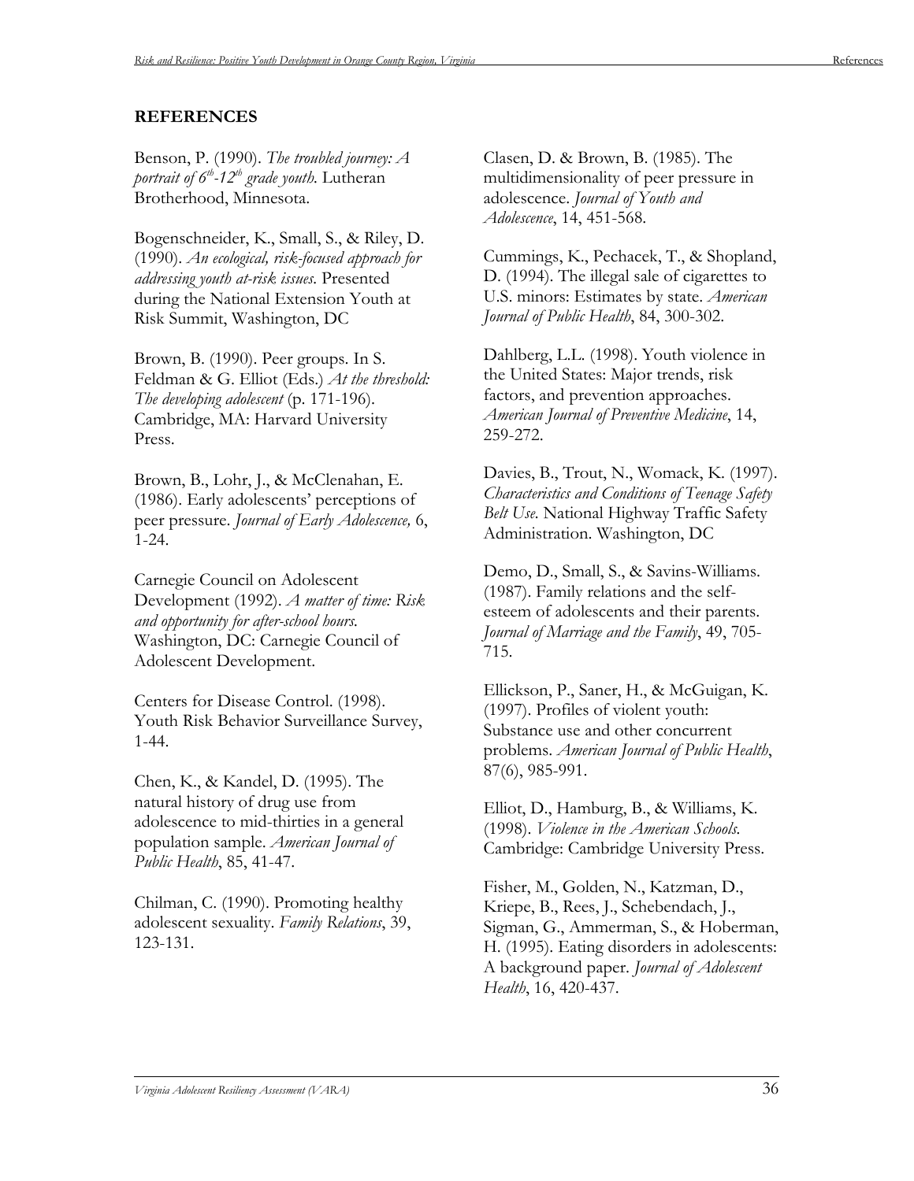## REFERENCES

Benson, P. (1990). *The troubled journey: A portrait of 6th-12th grade youth.* Lutheran Brotherhood, Minnesota.

Bogenschneider, K., Small, S., & Riley, D. (1990). *An ecological, risk-focused approach for addressing youth at-risk issues.* Presented during the National Extension Youth at Risk Summit, Washington, DC

Brown, B. (1990). Peer groups. In S. Feldman & G. Elliot (Eds.) *At the threshold: The developing adolescent* (p. 171-196). Cambridge, MA: Harvard University Press.

Brown, B., Lohr, J., & McClenahan, E. (1986). Early adolescents' perceptions of peer pressure. *Journal of Early Adolescence,* 6, 1-24.

Carnegie Council on Adolescent Development (1992). *A matter of time: Risk and opportunity for after-school hours.* Washington, DC: Carnegie Council of Adolescent Development.

Centers for Disease Control. (1998). Youth Risk Behavior Surveillance Survey, 1-44.

Chen, K., & Kandel, D. (1995). The natural history of drug use from adolescence to mid-thirties in a general population sample. *American Journal of Public Health*, 85, 41-47.

Chilman, C. (1990). Promoting healthy adolescent sexuality. *Family Relations*, 39, 123-131.

Clasen, D. & Brown, B. (1985). The multidimensionality of peer pressure in adolescence. *Journal of Youth and Adolescence*, 14, 451-568.

Cummings, K., Pechacek, T., & Shopland, D. (1994). The illegal sale of cigarettes to U.S. minors: Estimates by state. *American Journal of Public Health*, 84, 300-302.

Dahlberg, L.L. (1998). Youth violence in the United States: Major trends, risk factors, and prevention approaches. *American Journal of Preventive Medicine*, 14, 259-272.

Davies, B., Trout, N., Womack, K. (1997). *Characteristics and Conditions of Teenage Safety Belt Use.* National Highway Traffic Safety Administration. Washington, DC

Demo, D., Small, S., & Savins-Williams. (1987). Family relations and the self-esteem of adolescents and their parents. *Journal of Marriage and the Family*, 49, 705-715.

Ellickson, P., Saner, H., & McGuigan, K. (1997). Profiles of violent youth: Substance use and other concurrent problems. *American Journal of Public Health*, 87(6), 985-991.

Elliot, D., Hamburg, B., & Williams, K. (1998). *Violence in the American Schools.* Cambridge: Cambridge University Press.

Fisher, M., Golden, N., Katzman, D., Kriepe, B., Rees, J., Schebendach, J., Sigman, G., Ammerman, S., & Hoberman, H. (1995). Eating disorders in adolescents: A background paper. *Journal of Adolescent Health*, 16, 420-437.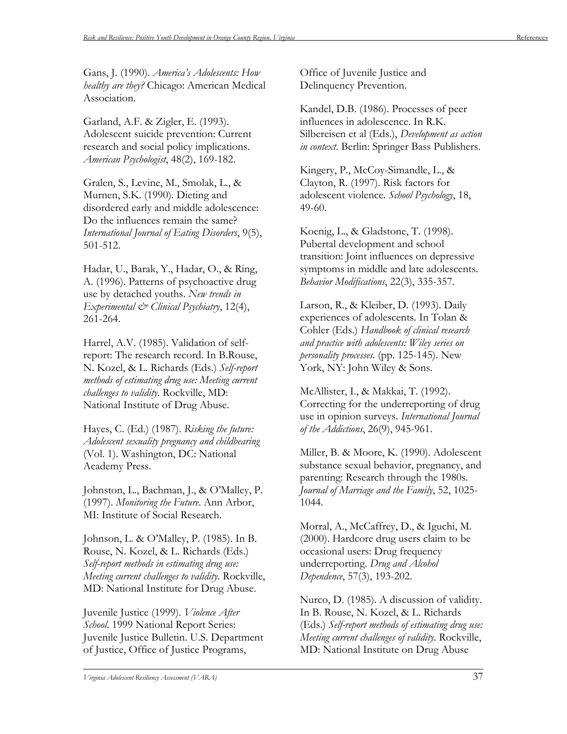Gans, J. (1990). *America's Adolescents: How healthy are they?* Chicago: American Medical Association.

Garland, A.F. & Zigler, E. (1993). Adolescent suicide prevention: Current research and social policy implications. *American Psychologist*, 48(2), 169-182.

Gralen, S., Levine, M., Smolak, L., & Murnen, S.K. (1990). Dieting and disordered early and middle adolescence: Do the influences remain the same? *International Journal of Eating Disorders*, 9(5), 501-512.

Hadar, U., Barak, Y., Hadar, O., & Ring, A. (1996). Patterns of psychoactive drug use by detached youths. *New trends in Experimental & Clinical Psychiatry*, 12(4), 261-264.

Harrel, A.V. (1985). Validation of self-report: The research record. In B.Rouse, N. Kozel, & L. Richards (Eds.) *Self-report methods of estimating drug use: Meeting current challenges to validity.* Rockville, MD: National Institute of Drug Abuse.

Hayes, C. (Ed.) (1987). *Risking the future: Adolescent sexuality pregnancy and childbearing* (Vol. 1). Washington, DC: National Academy Press.

Johnston, L., Bachman, J., & O'Malley, P. (1997). *Monitoring the Future.* Ann Arbor, MI: Institute of Social Research.

Johnson, L. & O'Malley, P. (1985). In B. Rouse, N. Kozel, & L. Richards (Eds.) *Self-report methods in estimating drug use: Meeting current challenges to validity.* Rockville, MD: National Institute for Drug Abuse.

Juvenile Justice (1999). *Violence After School.* 1999 National Report Series: Juvenile Justice Bulletin. U.S. Department of Justice, Office of Justice Programs, Office of Juvenile Justice and Delinquency Prevention.

Kandel, D.B. (1986). Processes of peer influences in adolescence. In R.K. Silbereisen et al (Eds.), *Development as action in context.* Berlin: Springer Bass Publishers.

Kingery, P., McCoy-Simandle, L., & Clayton, R. (1997). Risk factors for adolescent violence. *School Psychology*, 18, 49-60.

Koenig, L., & Gladstone, T. (1998). Pubertal development and school transition: Joint influences on depressive symptoms in middle and late adolescents. *Behavior Modifications*, 22(3), 335-357.

Larson, R., & Kleiber, D. (1993). Daily experiences of adolescents. In Tolan & Cohler (Eds.) *Handbook of clinical research and practice with adolescents: Wiley series on personality processes.* (pp. 125-145). New York, NY: John Wiley & Sons.

McAllister, I., & Makkai, T. (1992). Correcting for the underreporting of drug use in opinion surveys. *International Journal of the Addictions*, 26(9), 945-961.

Miller, B. & Moore, K. (1990). Adolescent substance sexual behavior, pregnancy, and parenting: Research through the 1980s. *Journal of Marriage and the Family*, 52, 1025-1044.

Morral, A., McCaffrey, D., & Iguchi, M. (2000). Hardcore drug users claim to be occasional users: Drug frequency underreporting. *Drug and Alcohol Dependence*, 57(3), 193-202.

Nurco, D. (1985). A discussion of validity. In B. Rouse, N. Kozel, & L. Richards (Eds.) *Self-report methods of estimating drug use: Meeting current challenges of validity.* Rockville, MD: National Institute on Drug Abuse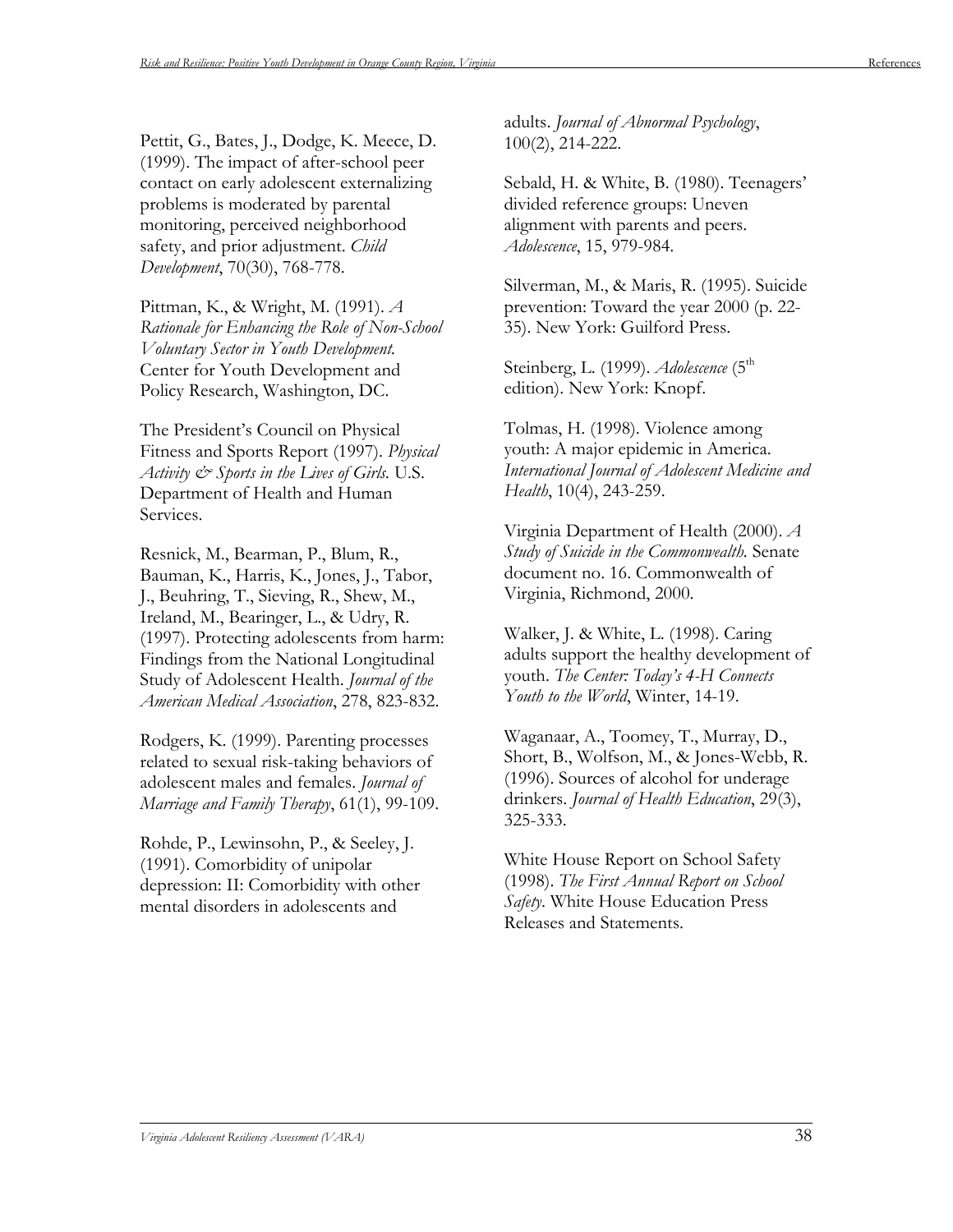Pettit, G., Bates, J., Dodge, K. Meece, D. (1999). The impact of after-school peer contact on early adolescent externalizing problems is moderated by parental monitoring, perceived neighborhood safety, and prior adjustment. *Child Development*, 70(30), 768-778.

Pittman, K., & Wright, M. (1991). *A Rationale for Enhancing the Role of Non-School Voluntary Sector in Youth Development.* Center for Youth Development and Policy Research, Washington, DC.

The President's Council on Physical Fitness and Sports Report (1997). *Physical Activity & Sports in the Lives of Girls.* U.S. Department of Health and Human Services.

Resnick, M., Bearman, P., Blum, R., Bauman, K., Harris, K., Jones, J., Tabor, J., Beuhring, T., Sieving, R., Shew, M., Ireland, M., Bearinger, L., & Udry, R. (1997). Protecting adolescents from harm: Findings from the National Longitudinal Study of Adolescent Health. *Journal of the American Medical Association*, 278, 823-832.

Rodgers, K. (1999). Parenting processes related to sexual risk-taking behaviors of adolescent males and females. *Journal of Marriage and Family Therapy*, 61(1), 99-109.

Rohde, P., Lewinsohn, P., & Seeley, J. (1991). Comorbidity of unipolar depression: II: Comorbidity with other mental disorders in adolescents and adults. *Journal of Abnormal Psychology*, 100(2), 214-222.

Sebald, H. & White, B. (1980). Teenagers' divided reference groups: Uneven alignment with parents and peers. *Adolescence*, 15, 979-984.

Silverman, M., & Maris, R. (1995). Suicide prevention: Toward the year 2000 (p. 22-35). New York: Guilford Press.

Steinberg, L. (1999). *Adolescence* (5th edition). New York: Knopf.

Tolmas, H. (1998). Violence among youth: A major epidemic in America. *International Journal of Adolescent Medicine and Health*, 10(4), 243-259.

Virginia Department of Health (2000). *A Study of Suicide in the Commonwealth.* Senate document no. 16. Commonwealth of Virginia, Richmond, 2000.

Walker, J. & White, L. (1998). Caring adults support the healthy development of youth. *The Center: Today's 4-H Connects Youth to the World*, Winter, 14-19.

Waganaar, A., Toomey, T., Murray, D., Short, B., Wolfson, M., & Jones-Webb, R. (1996). Sources of alcohol for underage drinkers. *Journal of Health Education*, 29(3), 325-333.

White House Report on School Safety (1998). *The First Annual Report on School Safety*. White House Education Press Releases and Statements.